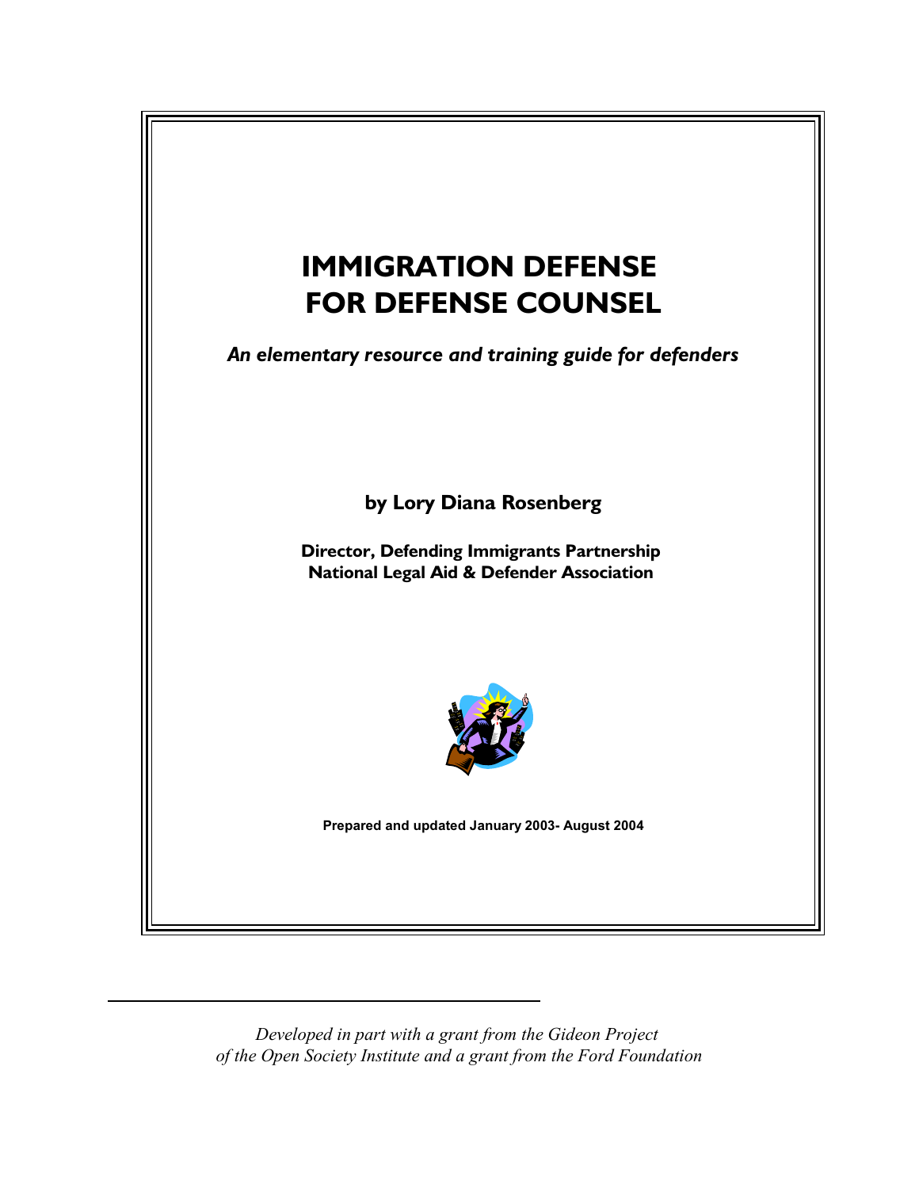# IMMIGRATION DEFENSE FOR DEFENSE COUNSEL

***An elementary resource and training guide for defenders***

**by Lory Diana Rosenberg**

**Director, Defending Immigrants Partnership**
**National Legal Aid & Defender Association**

**Prepared and updated January 2003- August 2004**

---

*Developed in part with a grant from the Gideon Project of the Open Society Institute and a grant from the Ford Foundation*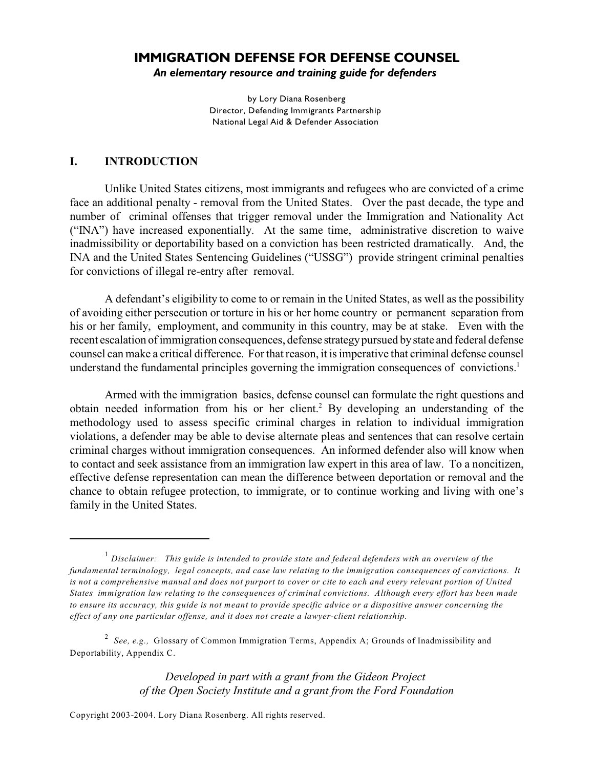# IMMIGRATION DEFENSE FOR DEFENSE COUNSEL

***An elementary resource and training guide for defenders***

by Lory Diana Rosenberg
Director, Defending Immigrants Partnership
National Legal Aid & Defender Association

## I. INTRODUCTION

Unlike United States citizens, most immigrants and refugees who are convicted of a crime face an additional penalty - removal from the United States. Over the past decade, the type and number of criminal offenses that trigger removal under the Immigration and Nationality Act ("INA") have increased exponentially. At the same time, administrative discretion to waive inadmissibility or deportability based on a conviction has been restricted dramatically. And, the INA and the United States Sentencing Guidelines ("USSG") provide stringent criminal penalties for convictions of illegal re-entry after removal.

A defendant's eligibility to come to or remain in the United States, as well as the possibility of avoiding either persecution or torture in his or her home country or permanent separation from his or her family, employment, and community in this country, may be at stake. Even with the recent escalation of immigration consequences, defense strategy pursued by state and federal defense counsel can make a critical difference. For that reason, it is imperative that criminal defense counsel understand the fundamental principles governing the immigration consequences of convictions.[1]

Armed with the immigration basics, defense counsel can formulate the right questions and obtain needed information from his or her client.[2] By developing an understanding of the methodology used to assess specific criminal charges in relation to individual immigration violations, a defender may be able to devise alternate pleas and sentences that can resolve certain criminal charges without immigration consequences. An informed defender also will know when to contact and seek assistance from an immigration law expert in this area of law. To a noncitizen, effective defense representation can mean the difference between deportation or removal and the chance to obtain refugee protection, to immigrate, or to continue working and living with one's family in the United States.

---

[1] *Disclaimer: This guide is intended to provide state and federal defenders with an overview of the fundamental terminology, legal concepts, and case law relating to the immigration consequences of convictions. It is not a comprehensive manual and does not purport to cover or cite to each and every relevant portion of United States immigration law relating to the consequences of criminal convictions. Although every effort has been made to ensure its accuracy, this guide is not meant to provide specific advice or a dispositive answer concerning the effect of any one particular offense, and it does not create a lawyer-client relationship.*

[2] *See, e.g.,* Glossary of Common Immigration Terms, Appendix A; Grounds of Inadmissibility and Deportability, Appendix C.

*Developed in part with a grant from the Gideon Project of the Open Society Institute and a grant from the Ford Foundation*

Copyright 2003-2004. Lory Diana Rosenberg. All rights reserved.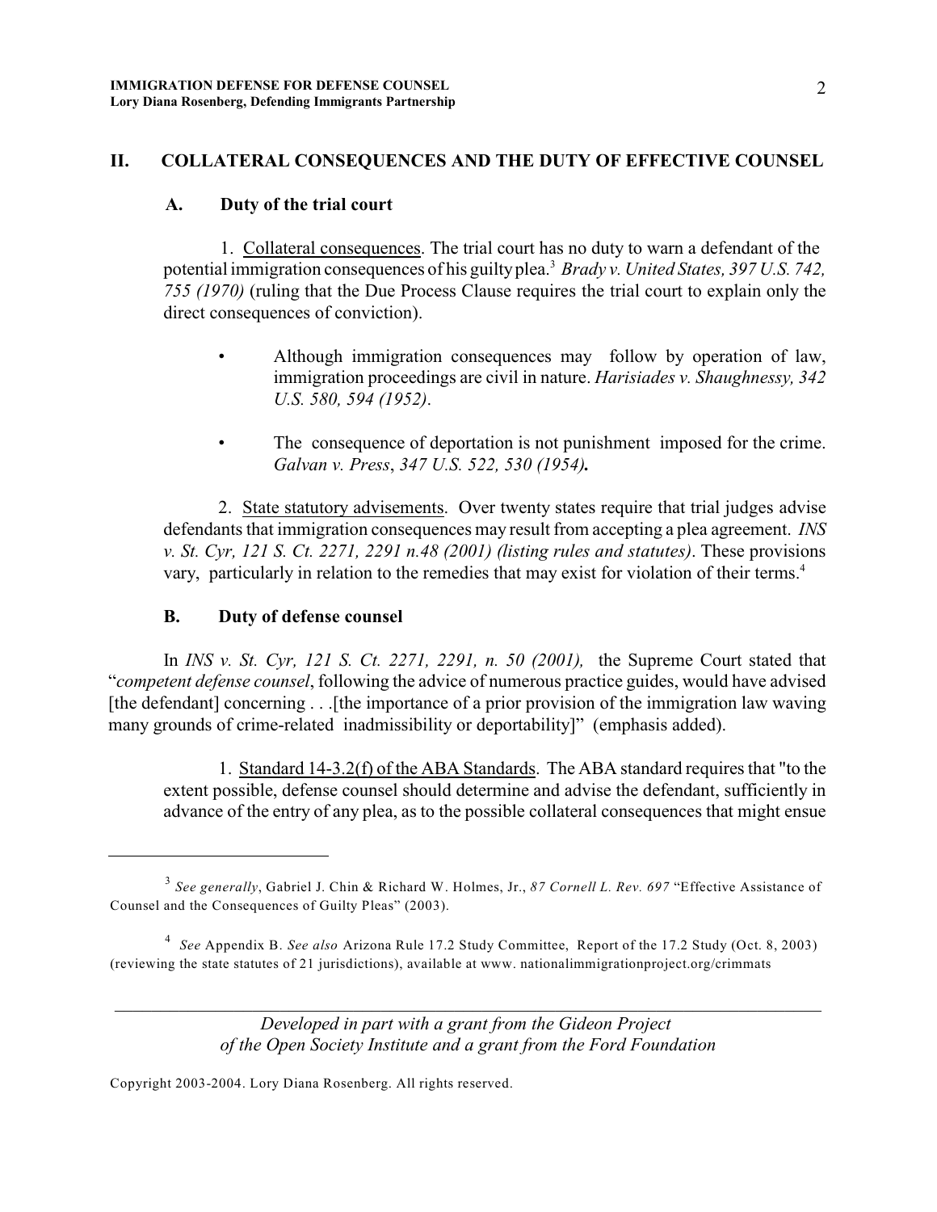## II. COLLATERAL CONSEQUENCES AND THE DUTY OF EFFECTIVE COUNSEL

### A. Duty of the trial court

1. Collateral consequences. The trial court has no duty to warn a defendant of the potential immigration consequences of his guilty plea.[3] *Brady v. United States, 397 U.S. 742, 755 (1970)* (ruling that the Due Process Clause requires the trial court to explain only the direct consequences of conviction).

- Although immigration consequences may follow by operation of law, immigration proceedings are civil in nature. *Harisiades v. Shaughnessy, 342 U.S. 580, 594 (1952)*.
- The consequence of deportation is not punishment imposed for the crime. *Galvan v. Press*, *347 U.S. 522, 530 (1954)***.**

2. State statutory advisements. Over twenty states require that trial judges advise defendants that immigration consequences may result from accepting a plea agreement. *INS v. St. Cyr, 121 S. Ct. 2271, 2291 n.48 (2001) (listing rules and statutes)*. These provisions vary, particularly in relation to the remedies that may exist for violation of their terms.[4]

### B. Duty of defense counsel

In *INS v. St. Cyr, 121 S. Ct. 2271, 2291, n. 50 (2001),* the Supreme Court stated that "*competent defense counsel*, following the advice of numerous practice guides, would have advised [the defendant] concerning . . .[the importance of a prior provision of the immigration law waving many grounds of crime-related inadmissibility or deportability]" (emphasis added).

1. Standard 14-3.2(f) of the ABA Standards. The ABA standard requires that "to the extent possible, defense counsel should determine and advise the defendant, sufficiently in advance of the entry of any plea, as to the possible collateral consequences that might ensue

---

[3] *See generally*, Gabriel J. Chin & Richard W. Holmes, Jr., *87 Cornell L. Rev. 697* "Effective Assistance of Counsel and the Consequences of Guilty Pleas" (2003).

[4] *See* Appendix B. *See also* Arizona Rule 17.2 Study Committee, Report of the 17.2 Study (Oct. 8, 2003) (reviewing the state statutes of 21 jurisdictions), available at www. nationalimmigrationproject.org/crimmats

*Developed in part with a grant from the Gideon Project of the Open Society Institute and a grant from the Ford Foundation*

Copyright 2003-2004. Lory Diana Rosenberg. All rights reserved.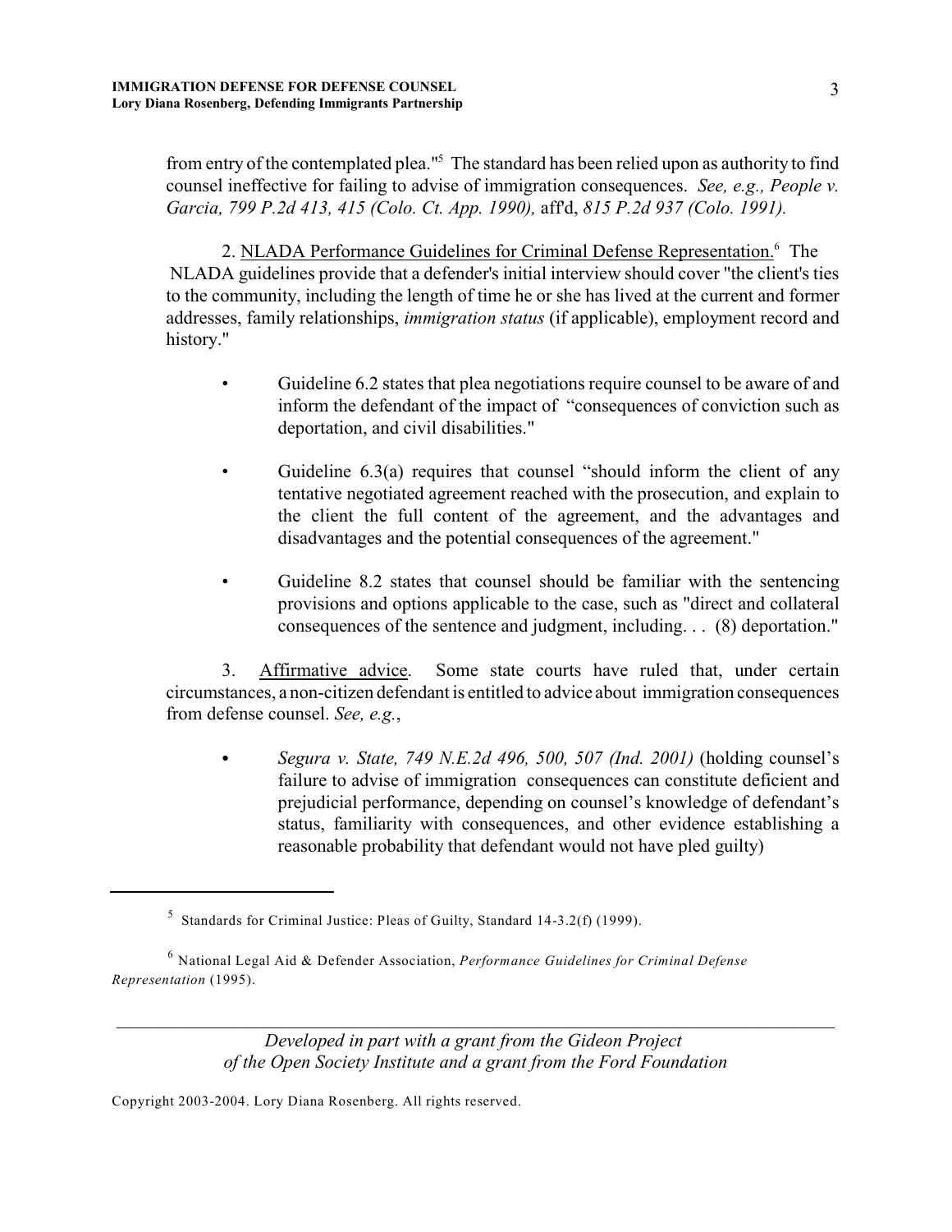from entry of the contemplated plea."[5] The standard has been relied upon as authority to find counsel ineffective for failing to advise of immigration consequences. *See, e.g., People v. Garcia, 799 P.2d 413, 415 (Colo. Ct. App. 1990),* aff'd, *815 P.2d 937 (Colo. 1991).*

2. NLADA Performance Guidelines for Criminal Defense Representation.[6] The NLADA guidelines provide that a defender's initial interview should cover "the client's ties to the community, including the length of time he or she has lived at the current and former addresses, family relationships, *immigration status* (if applicable), employment record and history."

- Guideline 6.2 states that plea negotiations require counsel to be aware of and inform the defendant of the impact of "consequences of conviction such as deportation, and civil disabilities."

- Guideline 6.3(a) requires that counsel "should inform the client of any tentative negotiated agreement reached with the prosecution, and explain to the client the full content of the agreement, and the advantages and disadvantages and the potential consequences of the agreement."

- Guideline 8.2 states that counsel should be familiar with the sentencing provisions and options applicable to the case, such as "direct and collateral consequences of the sentence and judgment, including. . . (8) deportation."

3. Affirmative advice. Some state courts have ruled that, under certain circumstances, a non-citizen defendant is entitled to advice about immigration consequences from defense counsel. *See, e.g.*,

- *Segura v. State, 749 N.E.2d 496, 500, 507 (Ind. 2001)* (holding counsel's failure to advise of immigration consequences can constitute deficient and prejudicial performance, depending on counsel's knowledge of defendant's status, familiarity with consequences, and other evidence establishing a reasonable probability that defendant would not have pled guilty)

---

[5] Standards for Criminal Justice: Pleas of Guilty, Standard 14-3.2(f) (1999).

[6] National Legal Aid & Defender Association, *Performance Guidelines for Criminal Defense Representation* (1995).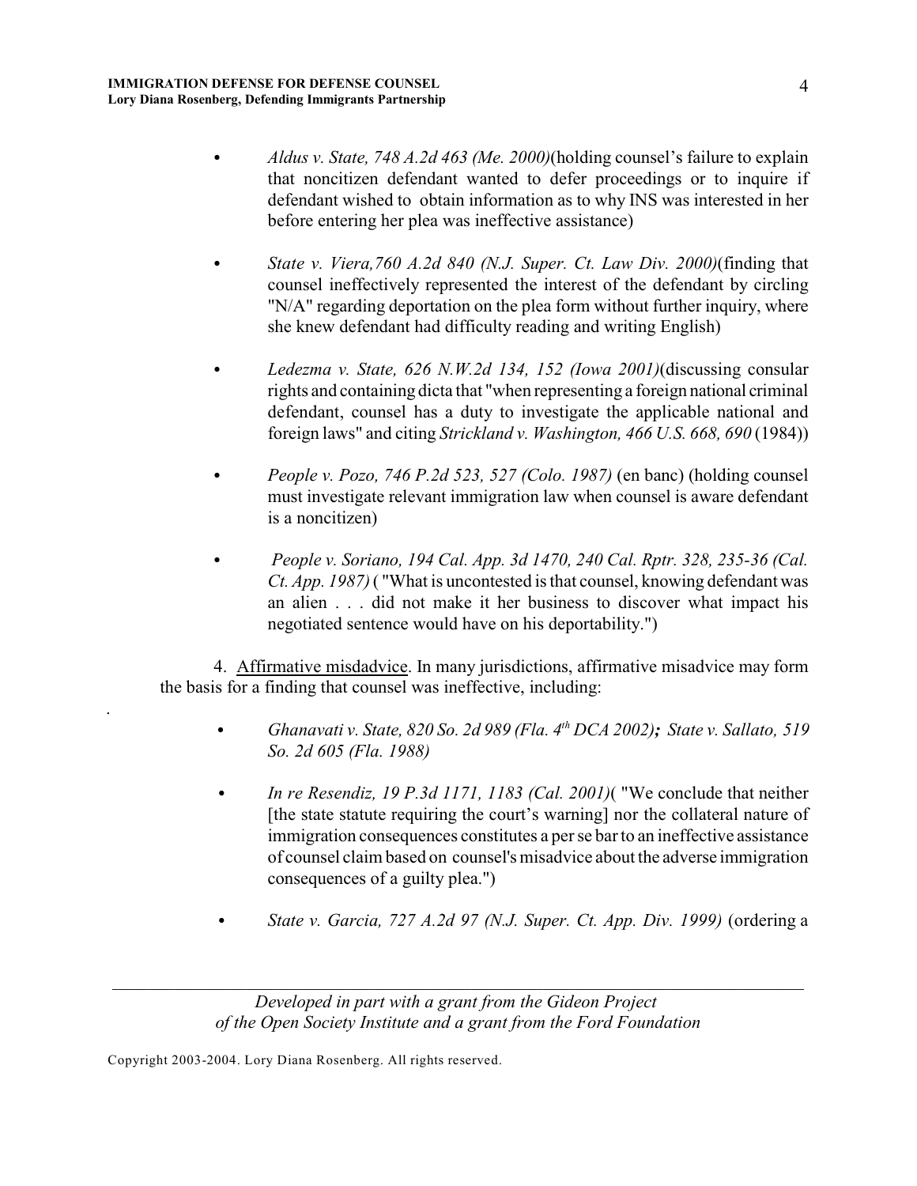- *Aldus v. State, 748 A.2d 463 (Me. 2000)*(holding counsel's failure to explain that noncitizen defendant wanted to defer proceedings or to inquire if defendant wished to obtain information as to why INS was interested in her before entering her plea was ineffective assistance)

- *State v. Viera,760 A.2d 840 (N.J. Super. Ct. Law Div. 2000)*(finding that counsel ineffectively represented the interest of the defendant by circling "N/A" regarding deportation on the plea form without further inquiry, where she knew defendant had difficulty reading and writing English)

- *Ledezma v. State, 626 N.W.2d 134, 152 (Iowa 2001)*(discussing consular rights and containing dicta that "when representing a foreign national criminal defendant, counsel has a duty to investigate the applicable national and foreign laws" and citing *Strickland v. Washington, 466 U.S. 668, 690* (1984))

- *People v. Pozo, 746 P.2d 523, 527 (Colo. 1987)* (en banc) (holding counsel must investigate relevant immigration law when counsel is aware defendant is a noncitizen)

- *People v. Soriano, 194 Cal. App. 3d 1470, 240 Cal. Rptr. 328, 235-36 (Cal. Ct. App. 1987)* ( "What is uncontested is that counsel, knowing defendant was an alien . . . did not make it her business to discover what impact his negotiated sentence would have on his deportability.")

4. Affirmative misdadvice. In many jurisdictions, affirmative misadvice may form the basis for a finding that counsel was ineffective, including:

- *Ghanavati v. State, 820 So. 2d 989 (Fla. 4th DCA 2002)***;** *State v. Sallato, 519 So. 2d 605 (Fla. 1988)*

- *In re Resendiz, 19 P.3d 1171, 1183 (Cal. 2001)*( "We conclude that neither [the state statute requiring the court's warning] nor the collateral nature of immigration consequences constitutes a per se bar to an ineffective assistance of counsel claim based on counsel's misadvice about the adverse immigration consequences of a guilty plea.")

- *State v. Garcia, 727 A.2d 97 (N.J. Super. Ct. App. Div. 1999)* (ordering a

*Developed in part with a grant from the Gideon Project of the Open Society Institute and a grant from the Ford Foundation*

Copyright 2003-2004. Lory Diana Rosenberg. All rights reserved.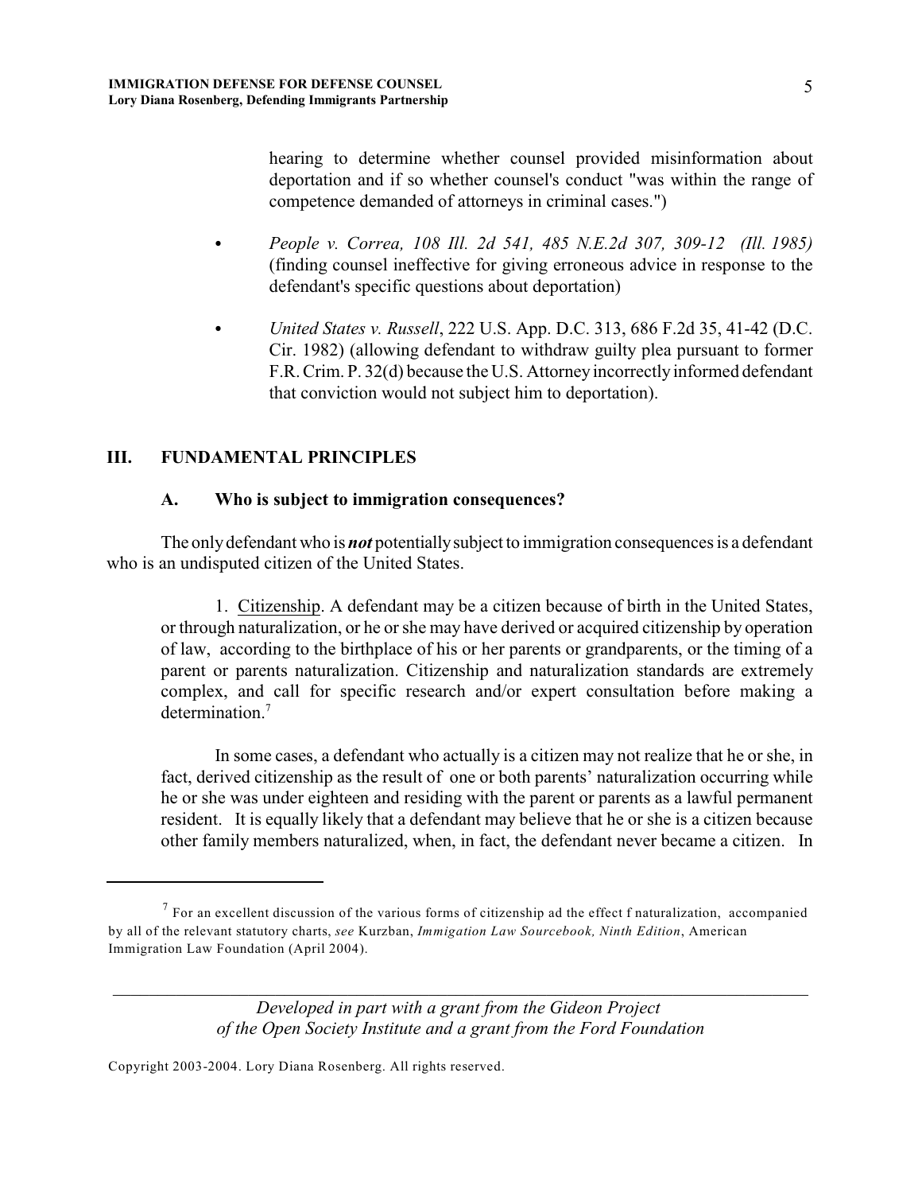hearing to determine whether counsel provided misinformation about deportation and if so whether counsel's conduct "was within the range of competence demanded of attorneys in criminal cases.")

- *People v. Correa, 108 Ill. 2d 541, 485 N.E.2d 307, 309-12 (Ill. 1985)* (finding counsel ineffective for giving erroneous advice in response to the defendant's specific questions about deportation)

- *United States v. Russell*, 222 U.S. App. D.C. 313, 686 F.2d 35, 41-42 (D.C. Cir. 1982) (allowing defendant to withdraw guilty plea pursuant to former F.R. Crim. P. 32(d) because the U.S. Attorney incorrectly informed defendant that conviction would not subject him to deportation).

## III. FUNDAMENTAL PRINCIPLES

### A. Who is subject to immigration consequences?

The only defendant who is ***not*** potentially subject to immigration consequences is a defendant who is an undisputed citizen of the United States.

1. Citizenship. A defendant may be a citizen because of birth in the United States, or through naturalization, or he or she may have derived or acquired citizenship by operation of law, according to the birthplace of his or her parents or grandparents, or the timing of a parent or parents naturalization. Citizenship and naturalization standards are extremely complex, and call for specific research and/or expert consultation before making a determination.[7]

In some cases, a defendant who actually is a citizen may not realize that he or she, in fact, derived citizenship as the result of one or both parents' naturalization occurring while he or she was under eighteen and residing with the parent or parents as a lawful permanent resident. It is equally likely that a defendant may believe that he or she is a citizen because other family members naturalized, when, in fact, the defendant never became a citizen. In

---

[7] For an excellent discussion of the various forms of citizenship ad the effect f naturalization, accompanied by all of the relevant statutory charts, *see* Kurzban, *Immigation Law Sourcebook, Ninth Edition*, American Immigration Law Foundation (April 2004).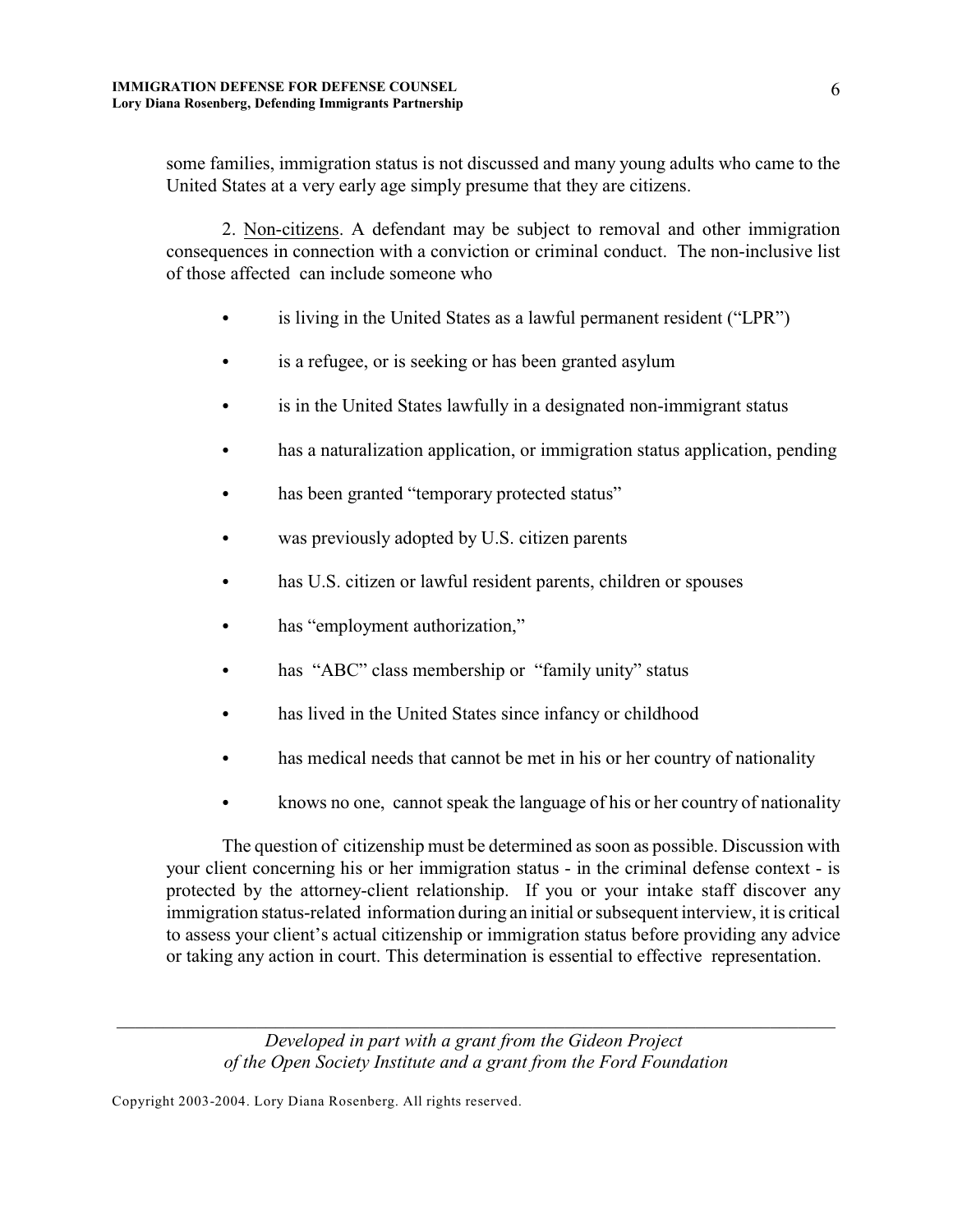some families, immigration status is not discussed and many young adults who came to the United States at a very early age simply presume that they are citizens.

2. <u>Non-citizens</u>. A defendant may be subject to removal and other immigration consequences in connection with a conviction or criminal conduct. The non-inclusive list of those affected can include someone who

- is living in the United States as a lawful permanent resident ("LPR")
- is a refugee, or is seeking or has been granted asylum
- is in the United States lawfully in a designated non-immigrant status
- has a naturalization application, or immigration status application, pending
- has been granted "temporary protected status"
- was previously adopted by U.S. citizen parents
- has U.S. citizen or lawful resident parents, children or spouses
- has "employment authorization,"
- has "ABC" class membership or "family unity" status
- has lived in the United States since infancy or childhood
- has medical needs that cannot be met in his or her country of nationality
- knows no one, cannot speak the language of his or her country of nationality

The question of citizenship must be determined as soon as possible. Discussion with your client concerning his or her immigration status - in the criminal defense context - is protected by the attorney-client relationship. If you or your intake staff discover any immigration status-related information during an initial or subsequent interview, it is critical to assess your client's actual citizenship or immigration status before providing any advice or taking any action in court. This determination is essential to effective representation.

*Developed in part with a grant from the Gideon Project of the Open Society Institute and a grant from the Ford Foundation*

Copyright 2003-2004. Lory Diana Rosenberg. All rights reserved.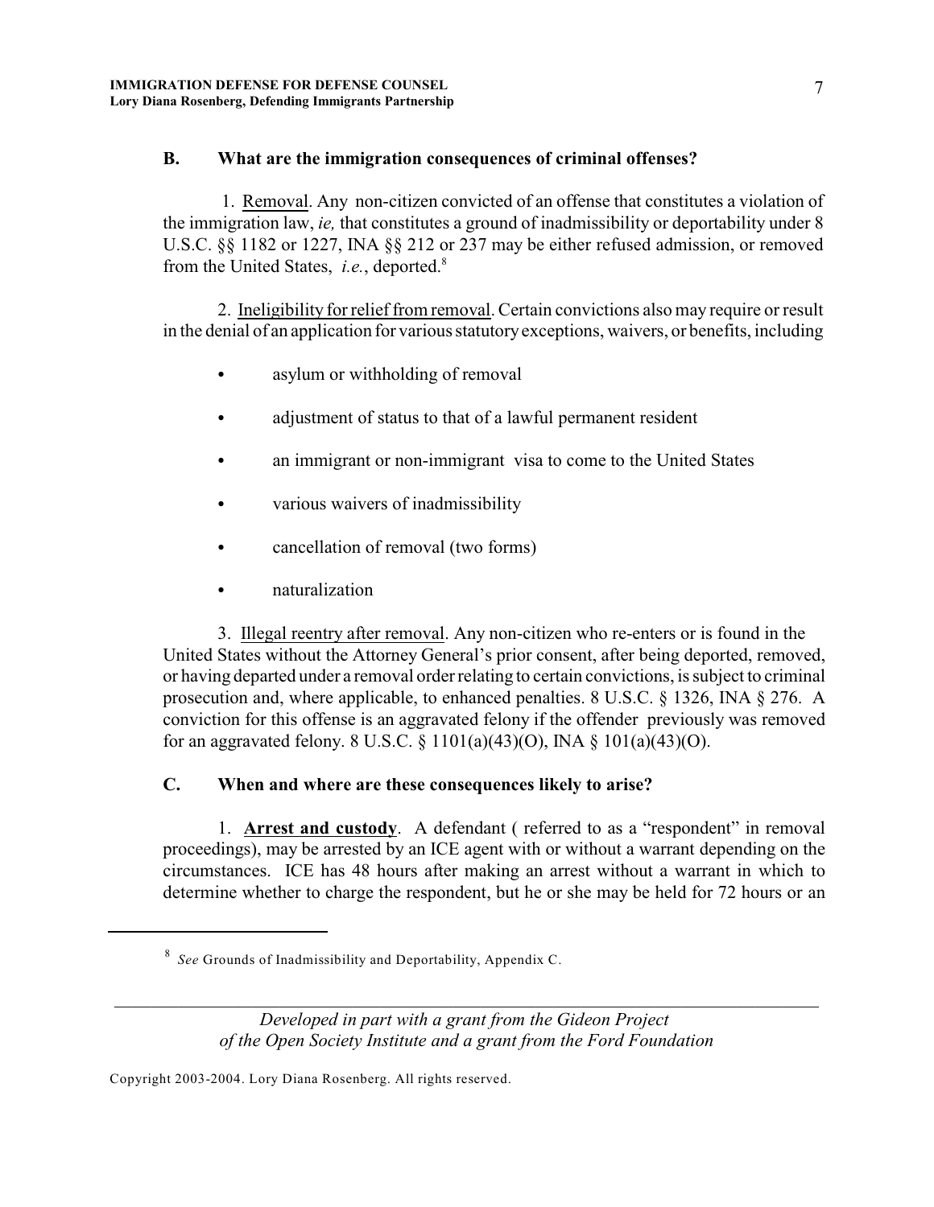### B. What are the immigration consequences of criminal offenses?

1. Removal. Any non-citizen convicted of an offense that constitutes a violation of the immigration law, *ie,* that constitutes a ground of inadmissibility or deportability under 8 U.S.C. §§ 1182 or 1227, INA §§ 212 or 237 may be either refused admission, or removed from the United States, *i.e.*, deported.[8]

2. Ineligibility for relief from removal. Certain convictions also may require or result in the denial of an application for various statutory exceptions, waivers, or benefits, including

- asylum or withholding of removal
- adjustment of status to that of a lawful permanent resident
- an immigrant or non-immigrant visa to come to the United States
- various waivers of inadmissibility
- cancellation of removal (two forms)
- naturalization

3. Illegal reentry after removal. Any non-citizen who re-enters or is found in the United States without the Attorney General's prior consent, after being deported, removed, or having departed under a removal order relating to certain convictions, is subject to criminal prosecution and, where applicable, to enhanced penalties. 8 U.S.C. § 1326, INA § 276. A conviction for this offense is an aggravated felony if the offender previously was removed for an aggravated felony. 8 U.S.C. § 1101(a)(43)(O), INA § 101(a)(43)(O).

### C. When and where are these consequences likely to arise?

1. **Arrest and custody**. A defendant ( referred to as a "respondent" in removal proceedings), may be arrested by an ICE agent with or without a warrant depending on the circumstances. ICE has 48 hours after making an arrest without a warrant in which to determine whether to charge the respondent, but he or she may be held for 72 hours or an

[8] *See* Grounds of Inadmissibility and Deportability, Appendix C.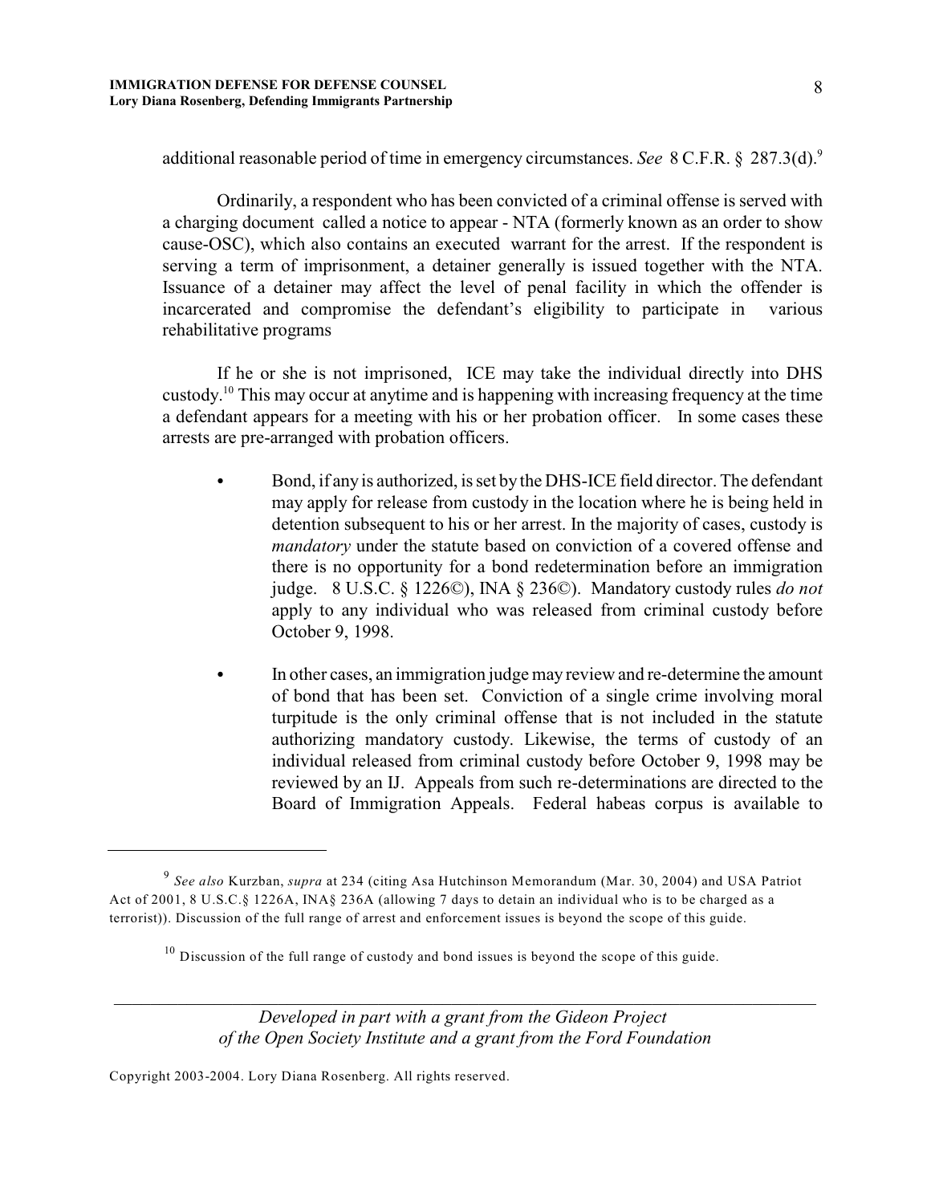additional reasonable period of time in emergency circumstances. *See* 8 C.F.R. § 287.3(d).[9]

Ordinarily, a respondent who has been convicted of a criminal offense is served with a charging document called a notice to appear - NTA (formerly known as an order to show cause-OSC), which also contains an executed warrant for the arrest. If the respondent is serving a term of imprisonment, a detainer generally is issued together with the NTA. Issuance of a detainer may affect the level of penal facility in which the offender is incarcerated and compromise the defendant's eligibility to participate in various rehabilitative programs

If he or she is not imprisoned, ICE may take the individual directly into DHS custody.[10] This may occur at anytime and is happening with increasing frequency at the time a defendant appears for a meeting with his or her probation officer. In some cases these arrests are pre-arranged with probation officers.

- Bond, if any is authorized, is set by the DHS-ICE field director. The defendant may apply for release from custody in the location where he is being held in detention subsequent to his or her arrest. In the majority of cases, custody is *mandatory* under the statute based on conviction of a covered offense and there is no opportunity for a bond redetermination before an immigration judge. 8 U.S.C. § 1226©), INA § 236©). Mandatory custody rules *do not* apply to any individual who was released from criminal custody before October 9, 1998.
- In other cases, an immigration judge may review and re-determine the amount of bond that has been set. Conviction of a single crime involving moral turpitude is the only criminal offense that is not included in the statute authorizing mandatory custody. Likewise, the terms of custody of an individual released from criminal custody before October 9, 1998 may be reviewed by an IJ. Appeals from such re-determinations are directed to the Board of Immigration Appeals. Federal habeas corpus is available to

---

[9] *See also* Kurzban, *supra* at 234 (citing Asa Hutchinson Memorandum (Mar. 30, 2004) and USA Patriot Act of 2001, 8 U.S.C.§ 1226A, INA§ 236A (allowing 7 days to detain an individual who is to be charged as a terrorist)). Discussion of the full range of arrest and enforcement issues is beyond the scope of this guide.

[10] Discussion of the full range of custody and bond issues is beyond the scope of this guide.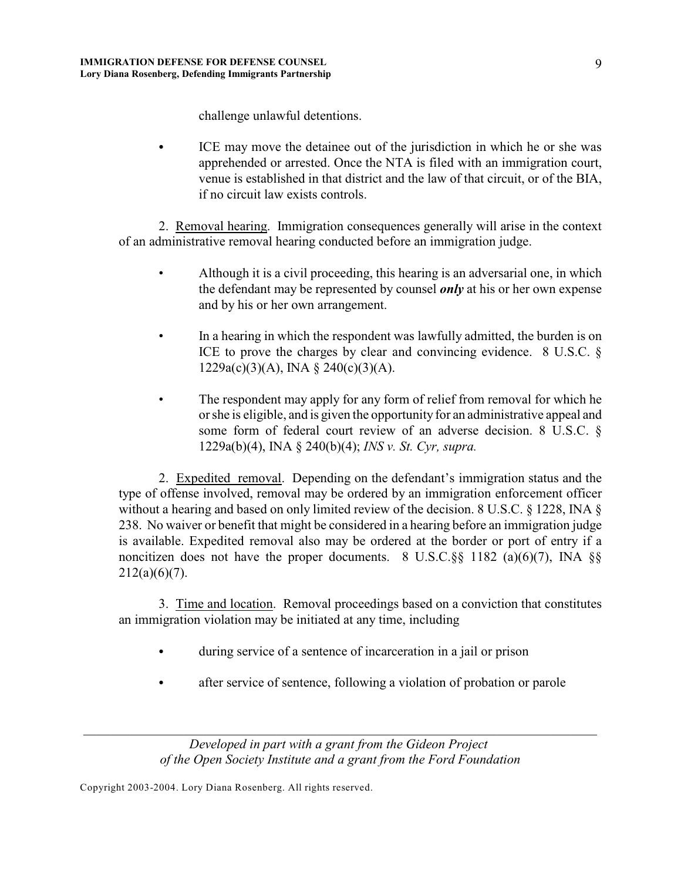challenge unlawful detentions.

- ICE may move the detainee out of the jurisdiction in which he or she was apprehended or arrested. Once the NTA is filed with an immigration court, venue is established in that district and the law of that circuit, or of the BIA, if no circuit law exists controls.

2. Removal hearing. Immigration consequences generally will arise in the context of an administrative removal hearing conducted before an immigration judge.

- Although it is a civil proceeding, this hearing is an adversarial one, in which the defendant may be represented by counsel ***only*** at his or her own expense and by his or her own arrangement.

- In a hearing in which the respondent was lawfully admitted, the burden is on ICE to prove the charges by clear and convincing evidence. 8 U.S.C. § 1229a(c)(3)(A), INA § 240(c)(3)(A).

- The respondent may apply for any form of relief from removal for which he or she is eligible, and is given the opportunity for an administrative appeal and some form of federal court review of an adverse decision. 8 U.S.C. § 1229a(b)(4), INA § 240(b)(4); *INS v. St. Cyr, supra.*

2. Expedited removal. Depending on the defendant's immigration status and the type of offense involved, removal may be ordered by an immigration enforcement officer without a hearing and based on only limited review of the decision. 8 U.S.C. § 1228, INA § 238. No waiver or benefit that might be considered in a hearing before an immigration judge is available. Expedited removal also may be ordered at the border or port of entry if a noncitizen does not have the proper documents. 8 U.S.C.§§ 1182 (a)(6)(7), INA §§ 212(a)(6)(7).

3. Time and location. Removal proceedings based on a conviction that constitutes an immigration violation may be initiated at any time, including

- during service of a sentence of incarceration in a jail or prison

- after service of sentence, following a violation of probation or parole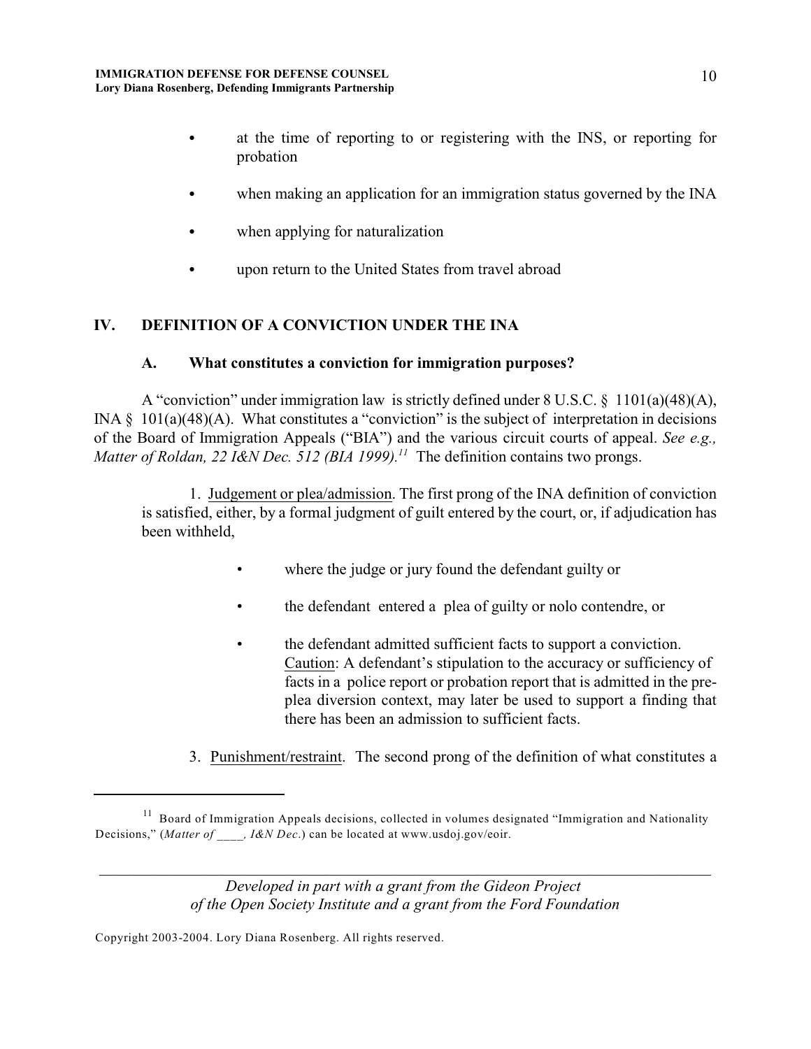- at the time of reporting to or registering with the INS, or reporting for probation
- when making an application for an immigration status governed by the INA
- when applying for naturalization
- upon return to the United States from travel abroad

## IV. DEFINITION OF A CONVICTION UNDER THE INA

### A. What constitutes a conviction for immigration purposes?

A "conviction" under immigration law is strictly defined under 8 U.S.C. § 1101(a)(48)(A), INA § 101(a)(48)(A). What constitutes a "conviction" is the subject of interpretation in decisions of the Board of Immigration Appeals ("BIA") and the various circuit courts of appeal. *See e.g., Matter of Roldan, 22 I&N Dec. 512 (BIA 1999).*[11] The definition contains two prongs.

1. Judgement or plea/admission. The first prong of the INA definition of conviction is satisfied, either, by a formal judgment of guilt entered by the court, or, if adjudication has been withheld,

   - where the judge or jury found the defendant guilty or
   - the defendant entered a plea of guilty or nolo contendre, or
   - the defendant admitted sufficient facts to support a conviction. Caution: A defendant's stipulation to the accuracy or sufficiency of facts in a police report or probation report that is admitted in the pre-plea diversion context, may later be used to support a finding that there has been an admission to sufficient facts.

3. Punishment/restraint. The second prong of the definition of what constitutes a

[11] Board of Immigration Appeals decisions, collected in volumes designated "Immigration and Nationality Decisions," (*Matter of \_\_\_\_, I&N Dec*.) can be located at www.usdoj.gov/eoir.

*Developed in part with a grant from the Gideon Project of the Open Society Institute and a grant from the Ford Foundation*

Copyright 2003-2004. Lory Diana Rosenberg. All rights reserved.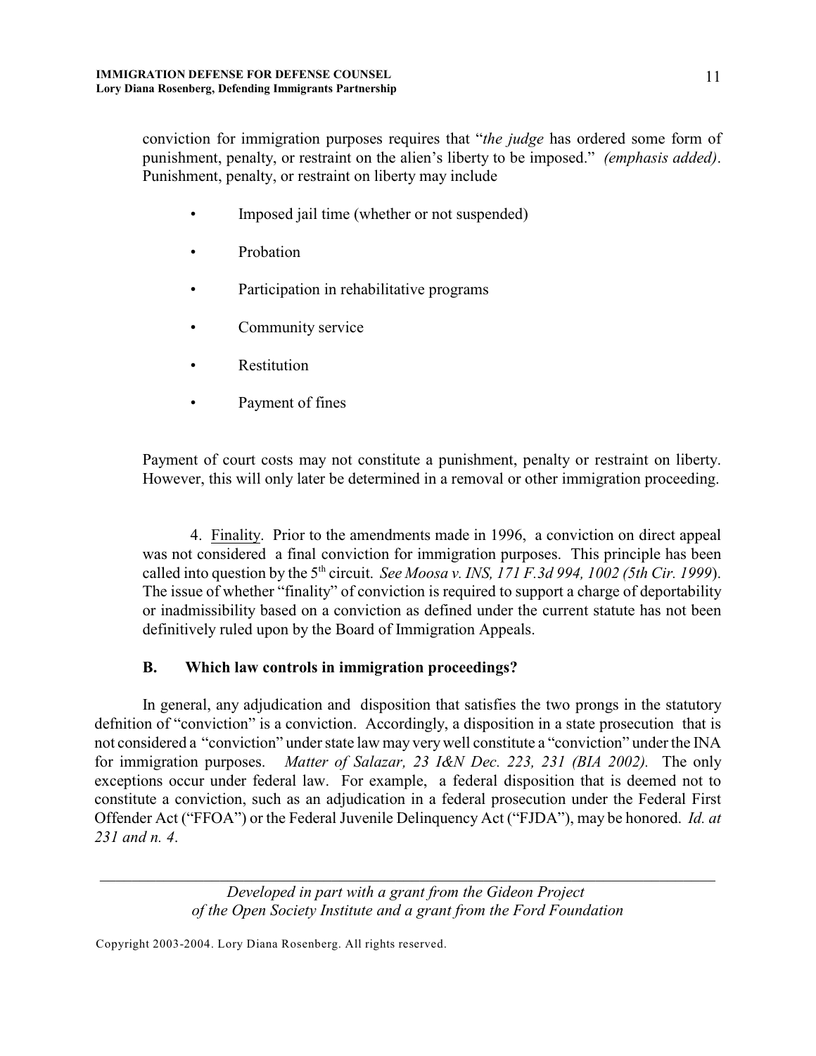conviction for immigration purposes requires that "*the judge* has ordered some form of punishment, penalty, or restraint on the alien's liberty to be imposed." *(emphasis added)*. Punishment, penalty, or restraint on liberty may include

- Imposed jail time (whether or not suspended)
- Probation
- Participation in rehabilitative programs
- Community service
- Restitution
- Payment of fines

Payment of court costs may not constitute a punishment, penalty or restraint on liberty. However, this will only later be determined in a removal or other immigration proceeding.

4. Finality. Prior to the amendments made in 1996, a conviction on direct appeal was not considered a final conviction for immigration purposes. This principle has been called into question by the 5th circuit. *See Moosa v. INS, 171 F.3d 994, 1002 (5th Cir. 1999*). The issue of whether "finality" of conviction is required to support a charge of deportability or inadmissibility based on a conviction as defined under the current statute has not been definitively ruled upon by the Board of Immigration Appeals.

### B. Which law controls in immigration proceedings?

In general, any adjudication and disposition that satisfies the two prongs in the statutory defnition of "conviction" is a conviction. Accordingly, a disposition in a state prosecution that is not considered a "conviction" under state law may very well constitute a "conviction" under the INA for immigration purposes. *Matter of Salazar, 23 I&N Dec. 223, 231 (BIA 2002).* The only exceptions occur under federal law. For example, a federal disposition that is deemed not to constitute a conviction, such as an adjudication in a federal prosecution under the Federal First Offender Act ("FFOA") or the Federal Juvenile Delinquency Act ("FJDA"), may be honored. *Id. at 231 and n. 4*.

*Developed in part with a grant from the Gideon Project of the Open Society Institute and a grant from the Ford Foundation*

Copyright 2003-2004. Lory Diana Rosenberg. All rights reserved.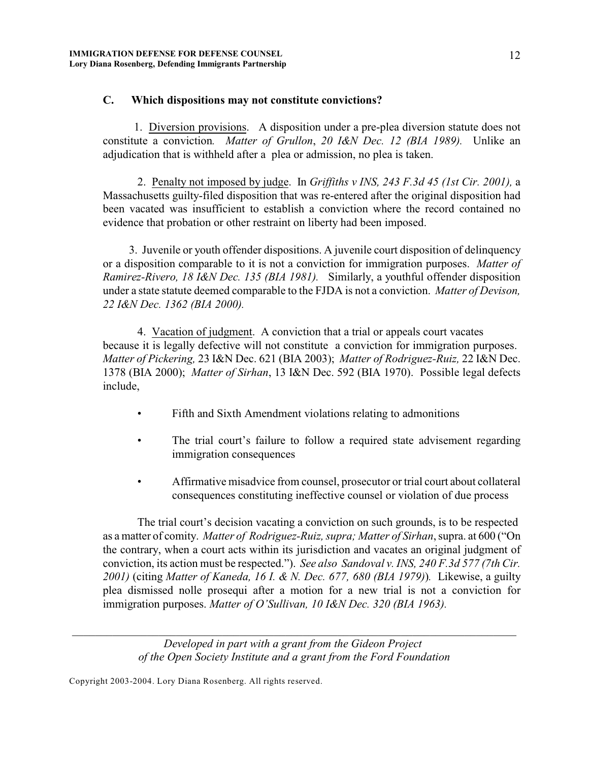### C. Which dispositions may not constitute convictions?

1. Diversion provisions. A disposition under a pre-plea diversion statute does not constitute a conviction. *Matter of Grullon*, *20 I&N Dec. 12 (BIA 1989).* Unlike an adjudication that is withheld after a plea or admission, no plea is taken.

2. Penalty not imposed by judge. In *Griffiths v INS, 243 F.3d 45 (1st Cir. 2001),* a Massachusetts guilty-filed disposition that was re-entered after the original disposition had been vacated was insufficient to establish a conviction where the record contained no evidence that probation or other restraint on liberty had been imposed.

3. Juvenile or youth offender dispositions. A juvenile court disposition of delinquency or a disposition comparable to it is not a conviction for immigration purposes. *Matter of Ramirez-Rivero, 18 I&N Dec. 135 (BIA 1981).* Similarly, a youthful offender disposition under a state statute deemed comparable to the FJDA is not a conviction. *Matter of Devison, 22 I&N Dec. 1362 (BIA 2000).*

4. Vacation of judgment. A conviction that a trial or appeals court vacates because it is legally defective will not constitute a conviction for immigration purposes. *Matter of Pickering,* 23 I&N Dec. 621 (BIA 2003); *Matter of Rodriguez-Ruiz,* 22 I&N Dec. 1378 (BIA 2000); *Matter of Sirhan*, 13 I&N Dec. 592 (BIA 1970). Possible legal defects include,

- Fifth and Sixth Amendment violations relating to admonitions
- The trial court's failure to follow a required state advisement regarding immigration consequences
- Affirmative misadvice from counsel, prosecutor or trial court about collateral consequences constituting ineffective counsel or violation of due process

The trial court's decision vacating a conviction on such grounds, is to be respected as a matter of comity. *Matter of Rodriguez-Ruiz, supra; Matter of Sirhan*, supra. at 600 ("On the contrary, when a court acts within its jurisdiction and vacates an original judgment of conviction, its action must be respected."). *See also Sandoval v. INS, 240 F.3d 577 (7th Cir. 2001)* (citing *Matter of Kaneda, 16 I. & N. Dec. 677, 680 (BIA 1979)*). Likewise, a guilty plea dismissed nolle prosequi after a motion for a new trial is not a conviction for immigration purposes. *Matter of O'Sullivan, 10 I&N Dec. 320 (BIA 1963).*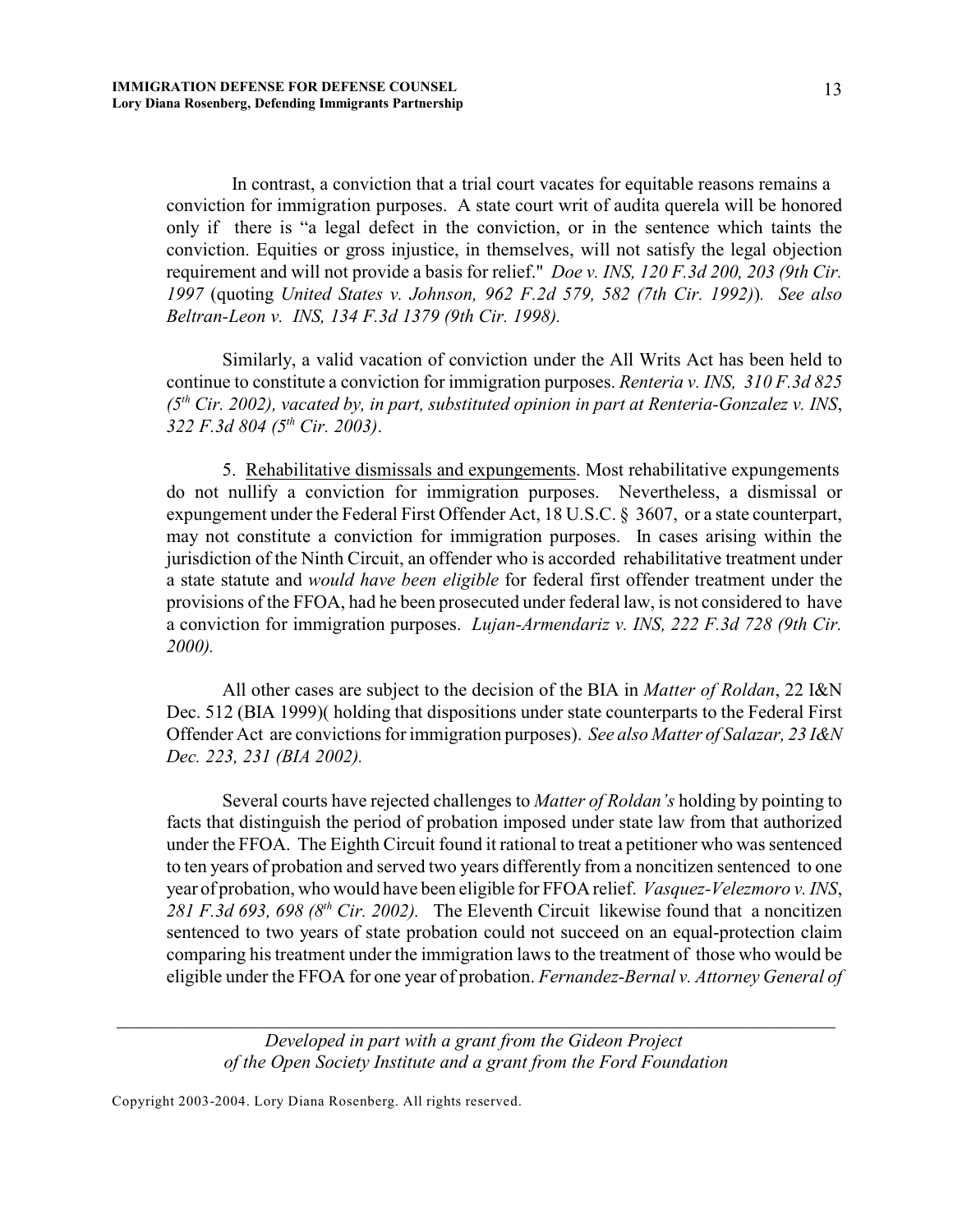In contrast, a conviction that a trial court vacates for equitable reasons remains a conviction for immigration purposes. A state court writ of audita querela will be honored only if there is "a legal defect in the conviction, or in the sentence which taints the conviction. Equities or gross injustice, in themselves, will not satisfy the legal objection requirement and will not provide a basis for relief." *Doe v. INS, 120 F.3d 200, 203 (9th Cir. 1997* (quoting *United States v. Johnson, 962 F.2d 579, 582 (7th Cir. 1992)*). *See also Beltran-Leon v. INS, 134 F.3d 1379 (9th Cir. 1998).*

Similarly, a valid vacation of conviction under the All Writs Act has been held to continue to constitute a conviction for immigration purposes. *Renteria v. INS, 310 F.3d 825 (5th Cir. 2002), vacated by, in part, substituted opinion in part at Renteria-Gonzalez v. INS, 322 F.3d 804 (5th Cir. 2003)*.

5. Rehabilitative dismissals and expungements. Most rehabilitative expungements do not nullify a conviction for immigration purposes. Nevertheless, a dismissal or expungement under the Federal First Offender Act, 18 U.S.C. § 3607, or a state counterpart, may not constitute a conviction for immigration purposes. In cases arising within the jurisdiction of the Ninth Circuit, an offender who is accorded rehabilitative treatment under a state statute and *would have been eligible* for federal first offender treatment under the provisions of the FFOA, had he been prosecuted under federal law, is not considered to have a conviction for immigration purposes. *Lujan-Armendariz v. INS, 222 F.3d 728 (9th Cir. 2000).*

All other cases are subject to the decision of the BIA in *Matter of Roldan*, 22 I&N Dec. 512 (BIA 1999)( holding that dispositions under state counterparts to the Federal First Offender Act are convictions for immigration purposes). *See also Matter of Salazar, 23 I&N Dec. 223, 231 (BIA 2002).*

Several courts have rejected challenges to *Matter of Roldan's* holding by pointing to facts that distinguish the period of probation imposed under state law from that authorized under the FFOA. The Eighth Circuit found it rational to treat a petitioner who was sentenced to ten years of probation and served two years differently from a noncitizen sentenced to one year of probation, who would have been eligible for FFOA relief. *Vasquez-Velezmoro v. INS, 281 F.3d 693, 698 (8th Cir. 2002).* The Eleventh Circuit likewise found that a noncitizen sentenced to two years of state probation could not succeed on an equal-protection claim comparing his treatment under the immigration laws to the treatment of those who would be eligible under the FFOA for one year of probation. *Fernandez-Bernal v. Attorney General of*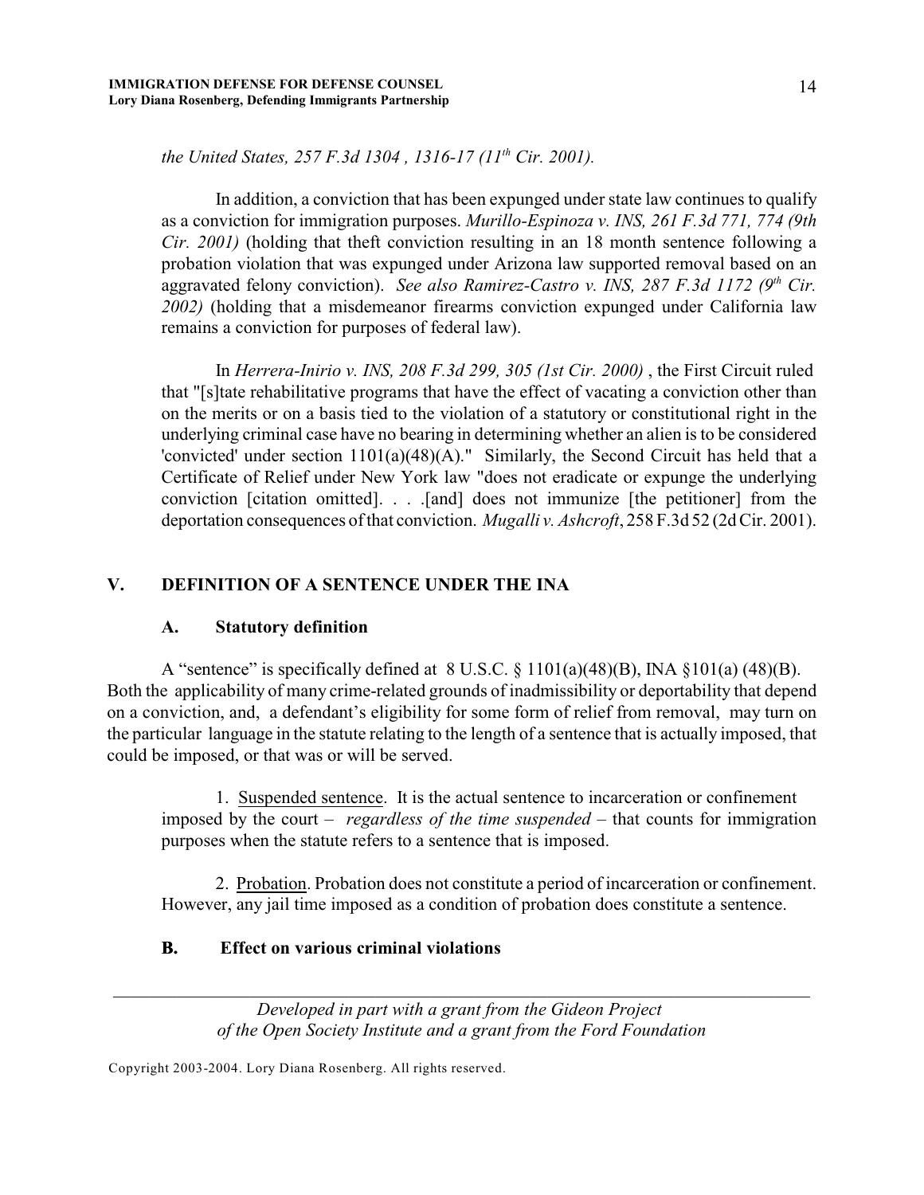*the United States, 257 F.3d 1304 , 1316-17 (11th Cir. 2001).*

In addition, a conviction that has been expunged under state law continues to qualify as a conviction for immigration purposes. *Murillo-Espinoza v. INS, 261 F.3d 771, 774 (9th Cir. 2001)* (holding that theft conviction resulting in an 18 month sentence following a probation violation that was expunged under Arizona law supported removal based on an aggravated felony conviction). *See also Ramirez-Castro v. INS, 287 F.3d 1172 (9th Cir. 2002)* (holding that a misdemeanor firearms conviction expunged under California law remains a conviction for purposes of federal law).

In *Herrera-Inirio v. INS, 208 F.3d 299, 305 (1st Cir. 2000)* , the First Circuit ruled that "[s]tate rehabilitative programs that have the effect of vacating a conviction other than on the merits or on a basis tied to the violation of a statutory or constitutional right in the underlying criminal case have no bearing in determining whether an alien is to be considered 'convicted' under section 1101(a)(48)(A)." Similarly, the Second Circuit has held that a Certificate of Relief under New York law "does not eradicate or expunge the underlying conviction [citation omitted]. . . .[and] does not immunize [the petitioner] from the deportation consequences of that conviction. *Mugalli v. Ashcroft*, 258 F.3d 52 (2d Cir. 2001).

## V. DEFINITION OF A SENTENCE UNDER THE INA

### A. Statutory definition

A "sentence" is specifically defined at 8 U.S.C. § 1101(a)(48)(B), INA §101(a) (48)(B). Both the applicability of many crime-related grounds of inadmissibility or deportability that depend on a conviction, and, a defendant's eligibility for some form of relief from removal, may turn on the particular language in the statute relating to the length of a sentence that is actually imposed, that could be imposed, or that was or will be served.

1. Suspended sentence. It is the actual sentence to incarceration or confinement imposed by the court – *regardless of the time suspended* – that counts for immigration purposes when the statute refers to a sentence that is imposed.

2. Probation. Probation does not constitute a period of incarceration or confinement. However, any jail time imposed as a condition of probation does constitute a sentence.

### B. Effect on various criminal violations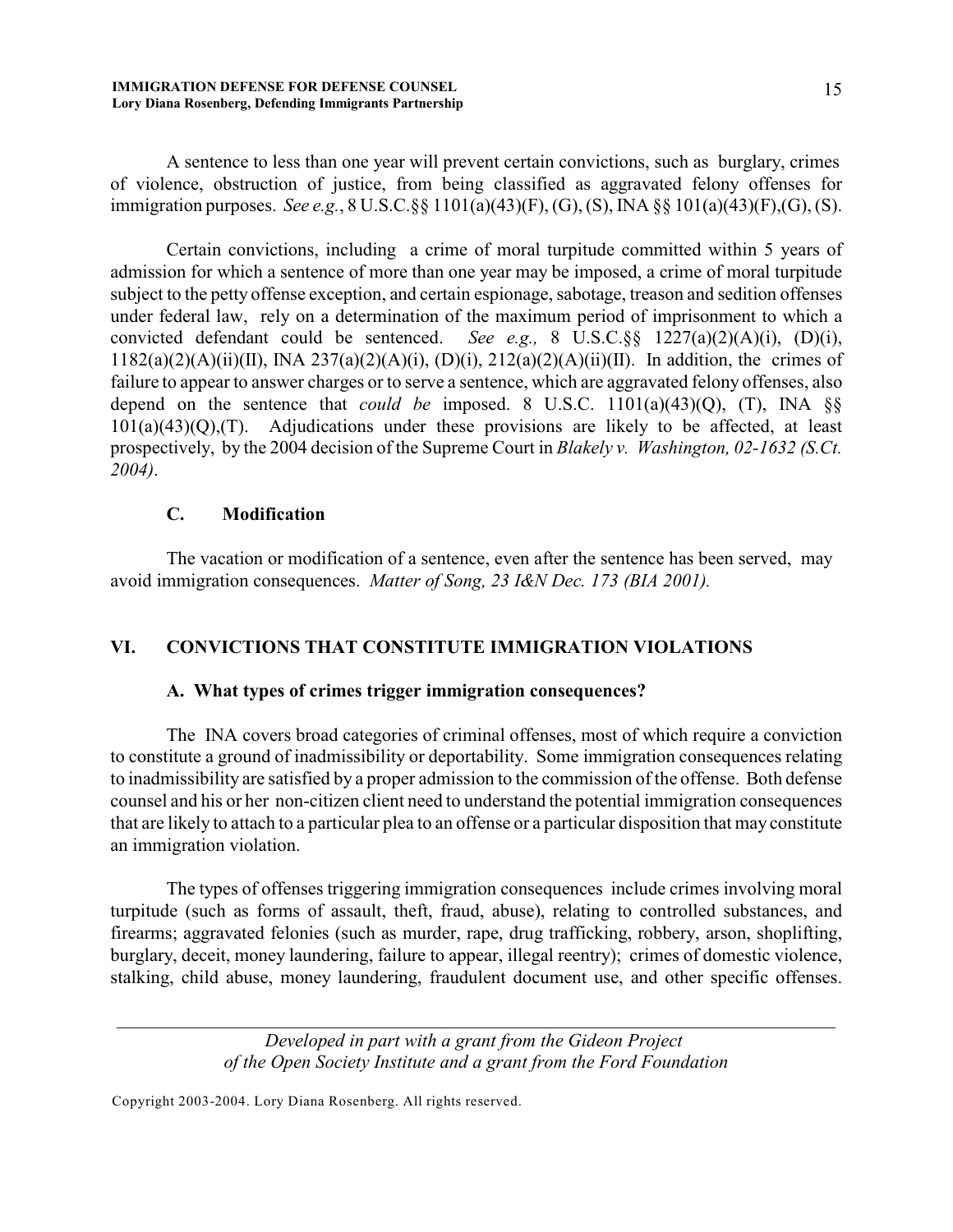A sentence to less than one year will prevent certain convictions, such as burglary, crimes of violence, obstruction of justice, from being classified as aggravated felony offenses for immigration purposes. *See e.g.*, 8 U.S.C.§§ 1101(a)(43)(F), (G), (S), INA §§ 101(a)(43)(F),(G), (S).

Certain convictions, including a crime of moral turpitude committed within 5 years of admission for which a sentence of more than one year may be imposed, a crime of moral turpitude subject to the petty offense exception, and certain espionage, sabotage, treason and sedition offenses under federal law, rely on a determination of the maximum period of imprisonment to which a convicted defendant could be sentenced. *See e.g.,* 8 U.S.C.§§ 1227(a)(2)(A)(i), (D)(i), 1182(a)(2)(A)(ii)(II), INA 237(a)(2)(A)(i), (D)(i), 212(a)(2)(A)(ii)(II). In addition, the crimes of failure to appear to answer charges or to serve a sentence, which are aggravated felony offenses, also depend on the sentence that *could be* imposed. 8 U.S.C. 1101(a)(43)(Q), (T), INA §§ 101(a)(43)(Q),(T). Adjudications under these provisions are likely to be affected, at least prospectively, by the 2004 decision of the Supreme Court in *Blakely v. Washington, 02-1632 (S.Ct. 2004)*.

### C. Modification

The vacation or modification of a sentence, even after the sentence has been served, may avoid immigration consequences. *Matter of Song, 23 I&N Dec. 173 (BIA 2001).*

## VI. CONVICTIONS THAT CONSTITUTE IMMIGRATION VIOLATIONS

### A. What types of crimes trigger immigration consequences?

The INA covers broad categories of criminal offenses, most of which require a conviction to constitute a ground of inadmissibility or deportability. Some immigration consequences relating to inadmissibility are satisfied by a proper admission to the commission of the offense. Both defense counsel and his or her non-citizen client need to understand the potential immigration consequences that are likely to attach to a particular plea to an offense or a particular disposition that may constitute an immigration violation.

The types of offenses triggering immigration consequences include crimes involving moral turpitude (such as forms of assault, theft, fraud, abuse), relating to controlled substances, and firearms; aggravated felonies (such as murder, rape, drug trafficking, robbery, arson, shoplifting, burglary, deceit, money laundering, failure to appear, illegal reentry); crimes of domestic violence, stalking, child abuse, money laundering, fraudulent document use, and other specific offenses.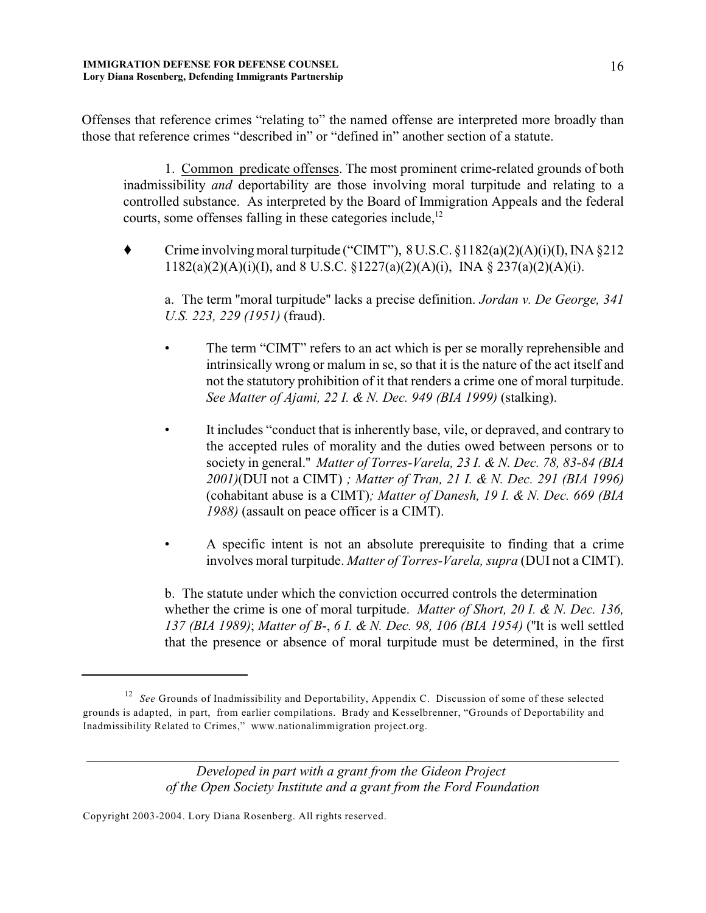Offenses that reference crimes "relating to" the named offense are interpreted more broadly than those that reference crimes "described in" or "defined in" another section of a statute.

1. Common predicate offenses. The most prominent crime-related grounds of both inadmissibility *and* deportability are those involving moral turpitude and relating to a controlled substance. As interpreted by the Board of Immigration Appeals and the federal courts, some offenses falling in these categories include,[12]

♦ Crime involving moral turpitude ("CIMT"), 8 U.S.C. §1182(a)(2)(A)(i)(I), INA §212 1182(a)(2)(A)(i)(I), and 8 U.S.C. §1227(a)(2)(A)(i), INA § 237(a)(2)(A)(i).

a. The term "moral turpitude" lacks a precise definition. *Jordan v. De George, 341 U.S. 223, 229 (1951)* (fraud).

- The term "CIMT" refers to an act which is per se morally reprehensible and intrinsically wrong or malum in se, so that it is the nature of the act itself and not the statutory prohibition of it that renders a crime one of moral turpitude. *See Matter of Ajami, 22 I. & N. Dec. 949 (BIA 1999)* (stalking).

- It includes "conduct that is inherently base, vile, or depraved, and contrary to the accepted rules of morality and the duties owed between persons or to society in general." *Matter of Torres-Varela, 23 I. & N. Dec. 78, 83-84 (BIA 2001)*(DUI not a CIMT) *; Matter of Tran, 21 I. & N. Dec. 291 (BIA 1996)* (cohabitant abuse is a CIMT)*; Matter of Danesh, 19 I. & N. Dec. 669 (BIA 1988)* (assault on peace officer is a CIMT).

- A specific intent is not an absolute prerequisite to finding that a crime involves moral turpitude. *Matter of Torres-Varela, supra* (DUI not a CIMT).

b. The statute under which the conviction occurred controls the determination whether the crime is one of moral turpitude. *Matter of Short, 20 I. & N. Dec. 136, 137 (BIA 1989)*; *Matter of B-, 6 I. & N. Dec. 98, 106 (BIA 1954)* ("It is well settled that the presence or absence of moral turpitude must be determined, in the first

---

[12] *See* Grounds of Inadmissibility and Deportability, Appendix C. Discussion of some of these selected grounds is adapted, in part, from earlier compilations. Brady and Kesselbrenner, "Grounds of Deportability and Inadmissibility Related to Crimes," www.nationalimmigration project.org.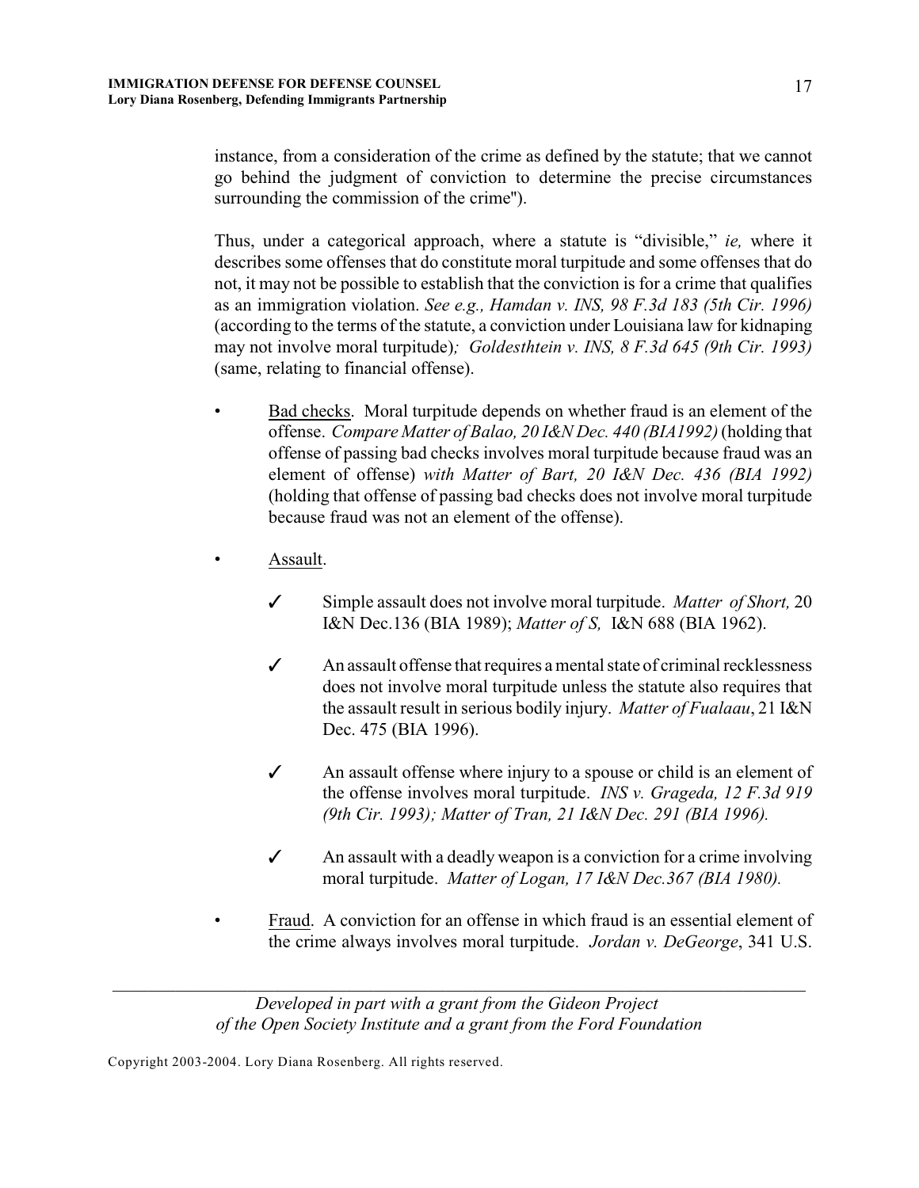instance, from a consideration of the crime as defined by the statute; that we cannot go behind the judgment of conviction to determine the precise circumstances surrounding the commission of the crime").

Thus, under a categorical approach, where a statute is "divisible," *ie,* where it describes some offenses that do constitute moral turpitude and some offenses that do not, it may not be possible to establish that the conviction is for a crime that qualifies as an immigration violation. *See e.g., Hamdan v. INS, 98 F.3d 183 (5th Cir. 1996)* (according to the terms of the statute, a conviction under Louisiana law for kidnaping may not involve moral turpitude)*; Goldesthtein v. INS, 8 F.3d 645 (9th Cir. 1993)* (same, relating to financial offense).

- Bad checks. Moral turpitude depends on whether fraud is an element of the offense. *Compare Matter of Balao, 20 I&N Dec. 440 (BIA1992)* (holding that offense of passing bad checks involves moral turpitude because fraud was an element of offense) *with Matter of Bart, 20 I&N Dec. 436 (BIA 1992)* (holding that offense of passing bad checks does not involve moral turpitude because fraud was not an element of the offense).

- Assault.

  ✓ Simple assault does not involve moral turpitude. *Matter of Short,* 20 I&N Dec.136 (BIA 1989); *Matter of S,* I&N 688 (BIA 1962).

  ✓ An assault offense that requires a mental state of criminal recklessness does not involve moral turpitude unless the statute also requires that the assault result in serious bodily injury. *Matter of Fualaau*, 21 I&N Dec. 475 (BIA 1996).

  ✓ An assault offense where injury to a spouse or child is an element of the offense involves moral turpitude. *INS v. Grageda, 12 F.3d 919 (9th Cir. 1993); Matter of Tran, 21 I&N Dec. 291 (BIA 1996).*

  ✓ An assault with a deadly weapon is a conviction for a crime involving moral turpitude. *Matter of Logan, 17 I&N Dec.367 (BIA 1980).*

- Fraud. A conviction for an offense in which fraud is an essential element of the crime always involves moral turpitude. *Jordan v. DeGeorge*, 341 U.S.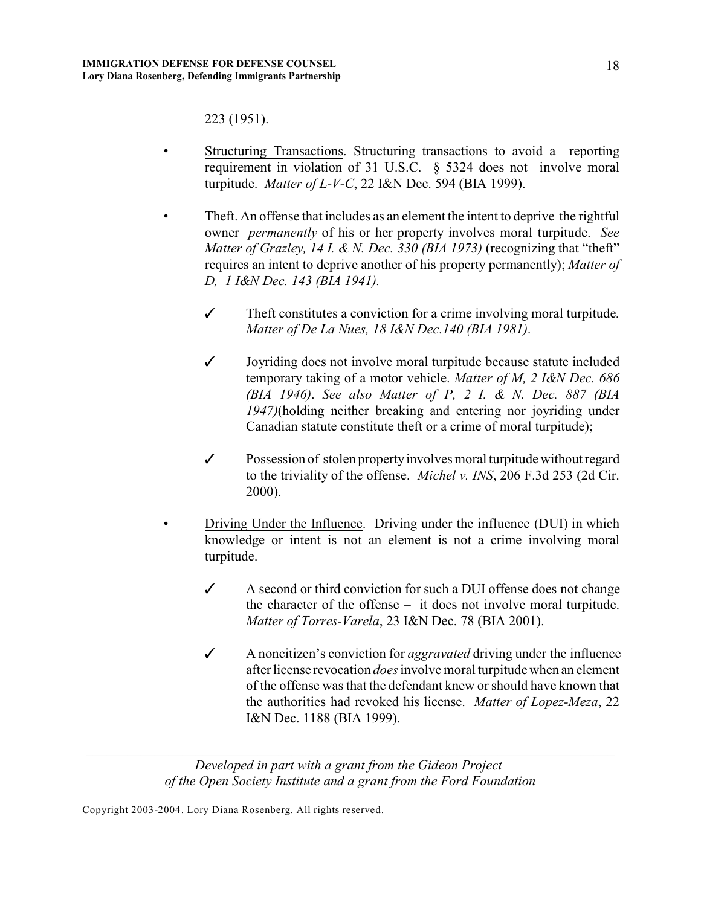223 (1951).

- Structuring Transactions. Structuring transactions to avoid a reporting requirement in violation of 31 U.S.C. § 5324 does not involve moral turpitude. *Matter of L-V-C*, 22 I&N Dec. 594 (BIA 1999).

- Theft. An offense that includes as an element the intent to deprive the rightful owner *permanently* of his or her property involves moral turpitude. *See Matter of Grazley, 14 I. & N. Dec. 330 (BIA 1973)* (recognizing that "theft" requires an intent to deprive another of his property permanently); *Matter of D, 1 I&N Dec. 143 (BIA 1941).*

  - ✓ Theft constitutes a conviction for a crime involving moral turpitude*. Matter of De La Nues, 18 I&N Dec.140 (BIA 1981)*.

  - ✓ Joyriding does not involve moral turpitude because statute included temporary taking of a motor vehicle. *Matter of M, 2 I&N Dec. 686 (BIA 1946)*. *See also Matter of P, 2 I. & N. Dec. 887 (BIA 1947)*(holding neither breaking and entering nor joyriding under Canadian statute constitute theft or a crime of moral turpitude);

  - ✓ Possession of stolen property involves moral turpitude without regard to the triviality of the offense. *Michel v. INS*, 206 F.3d 253 (2d Cir. 2000).

- Driving Under the Influence. Driving under the influence (DUI) in which knowledge or intent is not an element is not a crime involving moral turpitude.

  - ✓ A second or third conviction for such a DUI offense does not change the character of the offense – it does not involve moral turpitude. *Matter of Torres-Varela*, 23 I&N Dec. 78 (BIA 2001).

  - ✓ A noncitizen's conviction for *aggravated* driving under the influence after license revocation *does* involve moral turpitude when an element of the offense was that the defendant knew or should have known that the authorities had revoked his license. *Matter of Lopez-Meza*, 22 I&N Dec. 1188 (BIA 1999).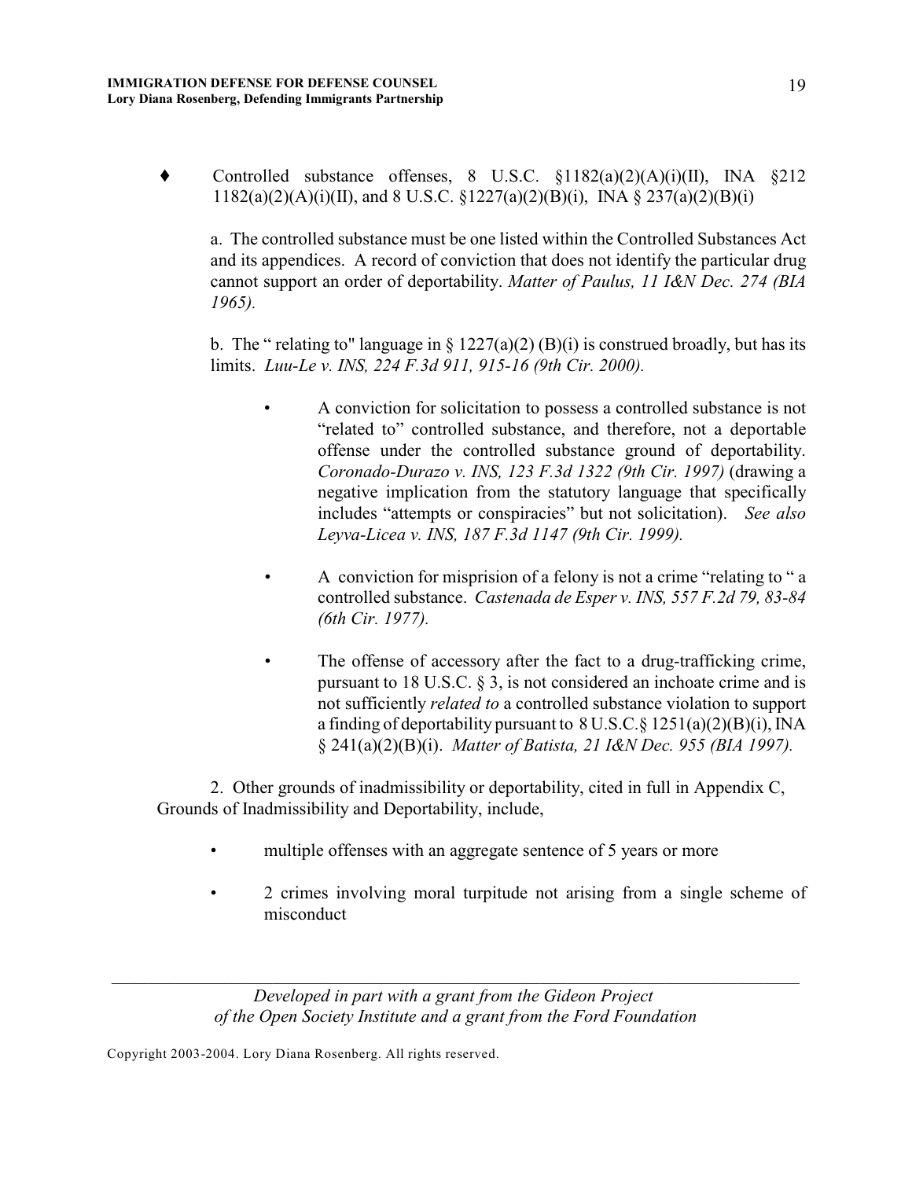♦ Controlled substance offenses, 8 U.S.C. §1182(a)(2)(A)(i)(II), INA §212 1182(a)(2)(A)(i)(II), and 8 U.S.C. §1227(a)(2)(B)(i), INA § 237(a)(2)(B)(i)

a. The controlled substance must be one listed within the Controlled Substances Act and its appendices. A record of conviction that does not identify the particular drug cannot support an order of deportability. *Matter of Paulus, 11 I&N Dec. 274 (BIA 1965).*

b. The " relating to" language in § 1227(a)(2) (B)(i) is construed broadly, but has its limits. *Luu-Le v. INS, 224 F.3d 911, 915-16 (9th Cir. 2000).*

- A conviction for solicitation to possess a controlled substance is not "related to" controlled substance, and therefore, not a deportable offense under the controlled substance ground of deportability. *Coronado-Durazo v. INS, 123 F.3d 1322 (9th Cir. 1997)* (drawing a negative implication from the statutory language that specifically includes "attempts or conspiracies" but not solicitation). *See also Leyva-Licea v. INS, 187 F.3d 1147 (9th Cir. 1999).*

- A conviction for misprision of a felony is not a crime "relating to " a controlled substance. *Castenada de Esper v. INS, 557 F.2d 79, 83-84 (6th Cir. 1977).*

- The offense of accessory after the fact to a drug-trafficking crime, pursuant to 18 U.S.C. § 3, is not considered an inchoate crime and is not sufficiently *related to* a controlled substance violation to support a finding of deportability pursuant to 8 U.S.C.§ 1251(a)(2)(B)(i), INA § 241(a)(2)(B)(i). *Matter of Batista, 21 I&N Dec. 955 (BIA 1997).*

2. Other grounds of inadmissibility or deportability, cited in full in Appendix C, Grounds of Inadmissibility and Deportability, include,

- multiple offenses with an aggregate sentence of 5 years or more

- 2 crimes involving moral turpitude not arising from a single scheme of misconduct

*Developed in part with a grant from the Gideon Project of the Open Society Institute and a grant from the Ford Foundation*

Copyright 2003-2004. Lory Diana Rosenberg. All rights reserved.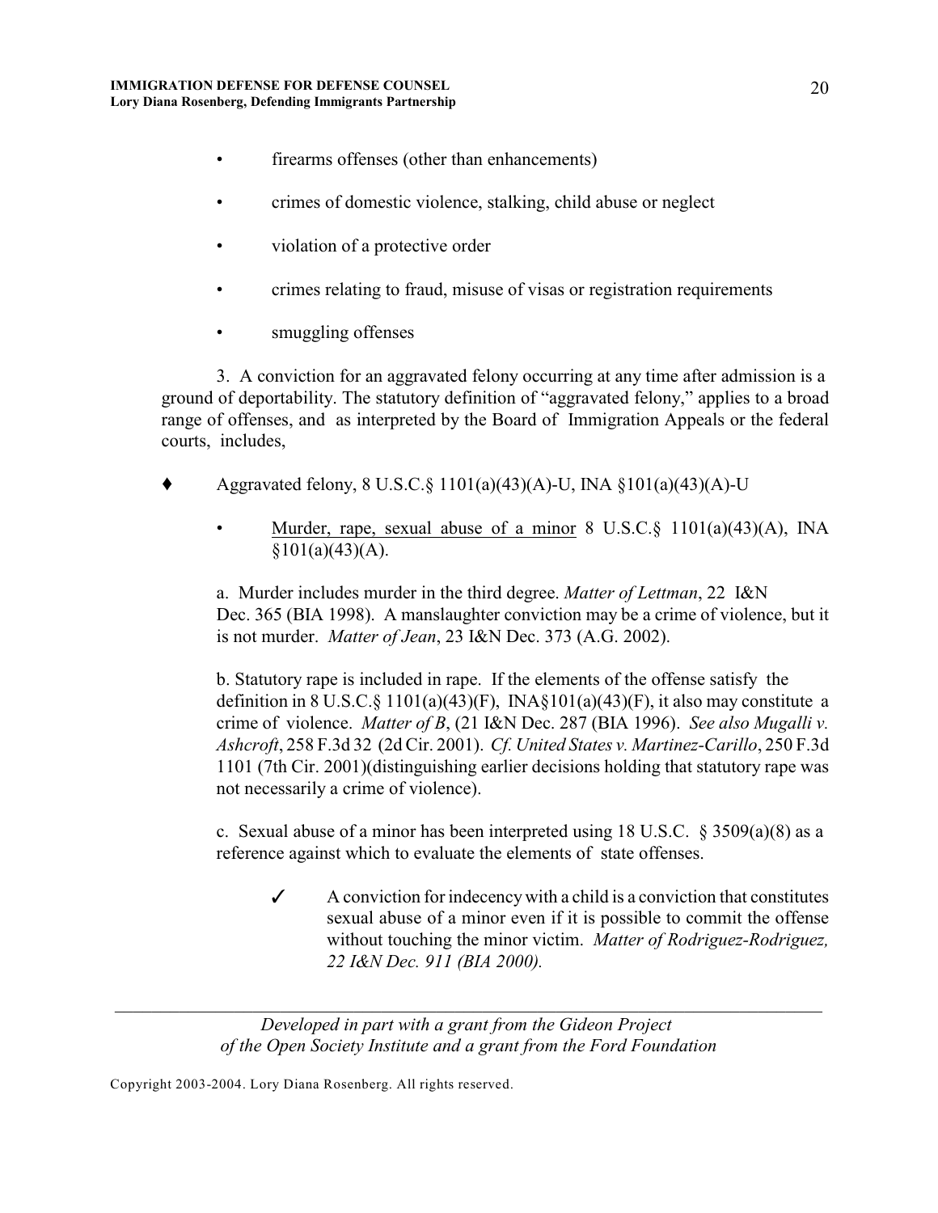- firearms offenses (other than enhancements)
- crimes of domestic violence, stalking, child abuse or neglect
- violation of a protective order
- crimes relating to fraud, misuse of visas or registration requirements
- smuggling offenses

3. A conviction for an aggravated felony occurring at any time after admission is a ground of deportability. The statutory definition of "aggravated felony," applies to a broad range of offenses, and as interpreted by the Board of Immigration Appeals or the federal courts, includes,

♦ Aggravated felony, 8 U.S.C.§ 1101(a)(43)(A)-U, INA §101(a)(43)(A)-U

- <u>Murder, rape, sexual abuse of a minor</u> 8 U.S.C.§ 1101(a)(43)(A), INA §101(a)(43)(A).

a. Murder includes murder in the third degree. *Matter of Lettman*, 22 I&N Dec. 365 (BIA 1998). A manslaughter conviction may be a crime of violence, but it is not murder. *Matter of Jean*, 23 I&N Dec. 373 (A.G. 2002).

b. Statutory rape is included in rape. If the elements of the offense satisfy the definition in 8 U.S.C.§ 1101(a)(43)(F), INA§101(a)(43)(F), it also may constitute a crime of violence. *Matter of B*, (21 I&N Dec. 287 (BIA 1996). *See also Mugalli v. Ashcroft*, 258 F.3d 32 (2d Cir. 2001). *Cf. United States v. Martinez-Carillo*, 250 F.3d 1101 (7th Cir. 2001)(distinguishing earlier decisions holding that statutory rape was not necessarily a crime of violence).

c. Sexual abuse of a minor has been interpreted using 18 U.S.C. § 3509(a)(8) as a reference against which to evaluate the elements of state offenses.

✓ A conviction for indecency with a child is a conviction that constitutes sexual abuse of a minor even if it is possible to commit the offense without touching the minor victim. *Matter of Rodriguez-Rodriguez, 22 I&N Dec. 911 (BIA 2000).*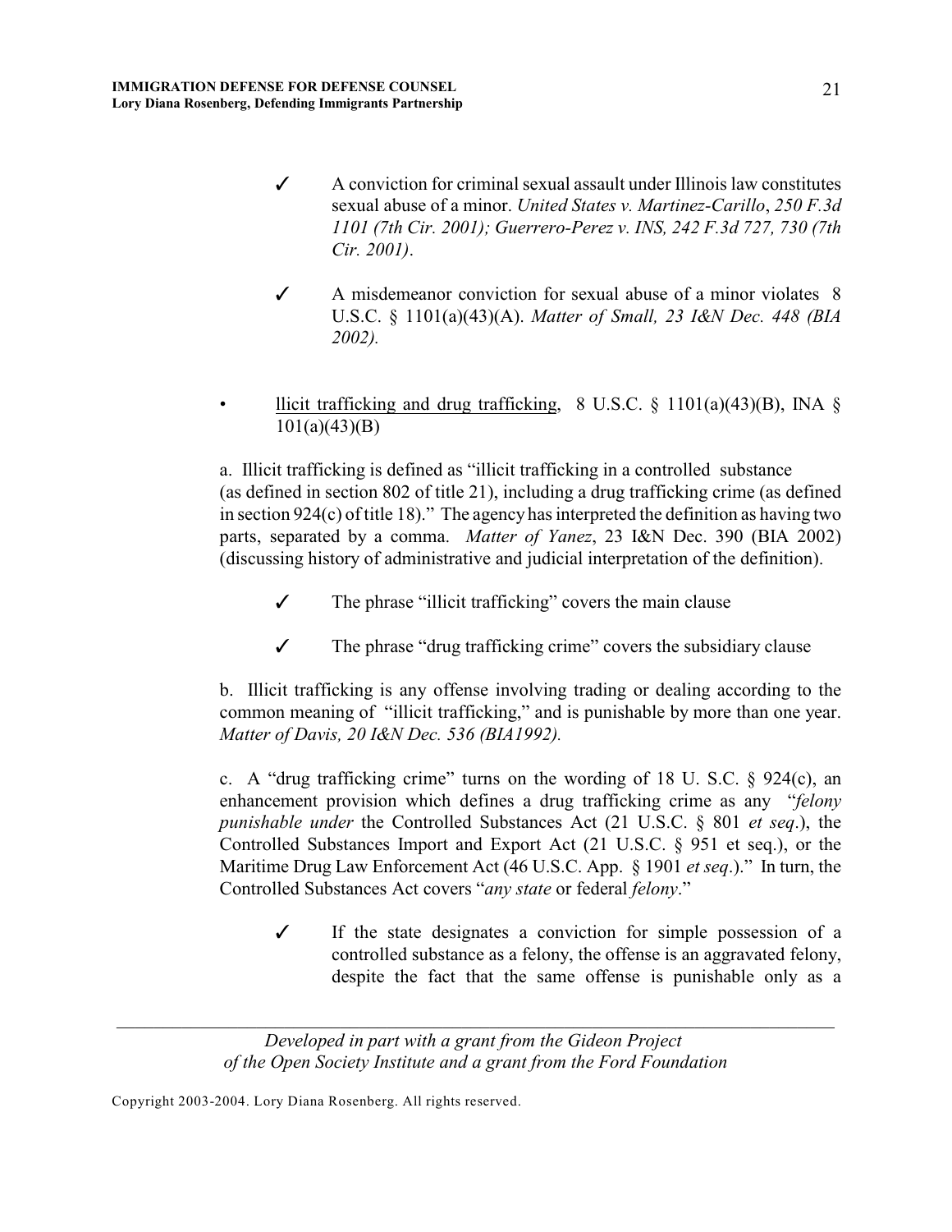- ✓ A conviction for criminal sexual assault under Illinois law constitutes sexual abuse of a minor. *United States v. Martinez-Carillo*, *250 F.3d 1101 (7th Cir. 2001); Guerrero-Perez v. INS, 242 F.3d 727, 730 (7th Cir. 2001)*.

- ✓ A misdemeanor conviction for sexual abuse of a minor violates 8 U.S.C. § 1101(a)(43)(A). *Matter of Small, 23 I&N Dec. 448 (BIA 2002).*

- <u>llicit trafficking and drug trafficking</u>, 8 U.S.C. § 1101(a)(43)(B), INA § 101(a)(43)(B)

a. Illicit trafficking is defined as "illicit trafficking in a controlled substance (as defined in section 802 of title 21), including a drug trafficking crime (as defined in section 924(c) of title 18)." The agency has interpreted the definition as having two parts, separated by a comma. *Matter of Yanez*, 23 I&N Dec. 390 (BIA 2002) (discussing history of administrative and judicial interpretation of the definition).

- ✓ The phrase "illicit trafficking" covers the main clause

- ✓ The phrase "drug trafficking crime" covers the subsidiary clause

b. Illicit trafficking is any offense involving trading or dealing according to the common meaning of "illicit trafficking," and is punishable by more than one year. *Matter of Davis, 20 I&N Dec. 536 (BIA1992).*

c. A "drug trafficking crime" turns on the wording of 18 U. S.C. § 924(c), an enhancement provision which defines a drug trafficking crime as any "*felony punishable under* the Controlled Substances Act (21 U.S.C. § 801 *et seq*.), the Controlled Substances Import and Export Act (21 U.S.C. § 951 et seq.), or the Maritime Drug Law Enforcement Act (46 U.S.C. App. § 1901 *et seq*.)." In turn, the Controlled Substances Act covers "*any state* or federal *felony*."

- ✓ If the state designates a conviction for simple possession of a controlled substance as a felony, the offense is an aggravated felony, despite the fact that the same offense is punishable only as a

*Developed in part with a grant from the Gideon Project of the Open Society Institute and a grant from the Ford Foundation*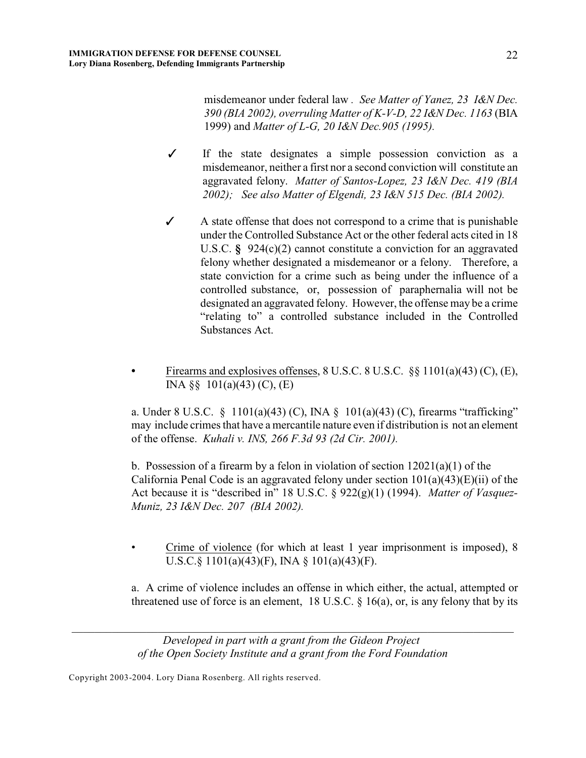misdemeanor under federal law . *See Matter of Yanez, 23 I&N Dec. 390 (BIA 2002), overruling Matter of K-V-D, 22 I&N Dec. 1163* (BIA 1999) and *Matter of L-G, 20 I&N Dec.905 (1995).*

✓ If the state designates a simple possession conviction as a misdemeanor, neither a first nor a second conviction will constitute an aggravated felony. *Matter of Santos-Lopez, 23 I&N Dec. 419 (BIA 2002); See also Matter of Elgendi, 23 I&N 515 Dec. (BIA 2002).*

✓ A state offense that does not correspond to a crime that is punishable under the Controlled Substance Act or the other federal acts cited in 18 U.S.C. § 924(c)(2) cannot constitute a conviction for an aggravated felony whether designated a misdemeanor or a felony. Therefore, a state conviction for a crime such as being under the influence of a controlled substance, or, possession of paraphernalia will not be designated an aggravated felony. However, the offense may be a crime "relating to" a controlled substance included in the Controlled Substances Act.

- Firearms and explosives offenses, 8 U.S.C. 8 U.S.C. §§ 1101(a)(43) (C), (E), INA §§ 101(a)(43) (C), (E)

a. Under 8 U.S.C. § 1101(a)(43) (C), INA § 101(a)(43) (C), firearms "trafficking" may include crimes that have a mercantile nature even if distribution is not an element of the offense. *Kuhali v. INS, 266 F.3d 93 (2d Cir. 2001).*

b. Possession of a firearm by a felon in violation of section 12021(a)(1) of the California Penal Code is an aggravated felony under section 101(a)(43)(E)(ii) of the Act because it is "described in" 18 U.S.C. § 922(g)(1) (1994). *Matter of Vasquez-Muniz, 23 I&N Dec. 207 (BIA 2002).*

- Crime of violence (for which at least 1 year imprisonment is imposed), 8 U.S.C.§ 1101(a)(43)(F), INA § 101(a)(43)(F).

a. A crime of violence includes an offense in which either, the actual, attempted or threatened use of force is an element, 18 U.S.C. § 16(a), or, is any felony that by its

*Developed in part with a grant from the Gideon Project of the Open Society Institute and a grant from the Ford Foundation*

Copyright 2003-2004. Lory Diana Rosenberg. All rights reserved.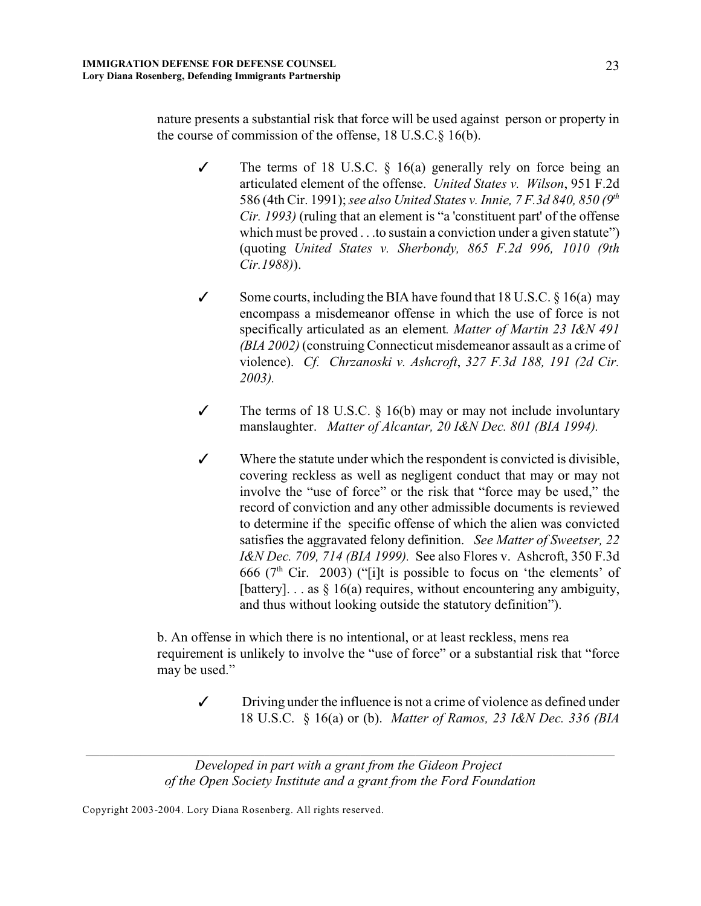nature presents a substantial risk that force will be used against person or property in the course of commission of the offense, 18 U.S.C.§ 16(b).

- ✓ The terms of 18 U.S.C. § 16(a) generally rely on force being an articulated element of the offense. *United States v. Wilson*, 951 F.2d 586 (4th Cir. 1991); *see also United States v. Innie, 7 F.3d 840, 850 (9th Cir. 1993)* (ruling that an element is "a 'constituent part' of the offense which must be proved . . .to sustain a conviction under a given statute") (quoting *United States v. Sherbondy, 865 F.2d 996, 1010 (9th Cir.1988)*).

- ✓ Some courts, including the BIA have found that 18 U.S.C. § 16(a) may encompass a misdemeanor offense in which the use of force is not specifically articulated as an element*. Matter of Martin 23 I&N 491 (BIA 2002)* (construing Connecticut misdemeanor assault as a crime of violence). *Cf. Chrzanoski v. Ashcroft*, *327 F.3d 188, 191 (2d Cir. 2003).*

- ✓ The terms of 18 U.S.C. § 16(b) may or may not include involuntary manslaughter. *Matter of Alcantar, 20 I&N Dec. 801 (BIA 1994).*

- ✓ Where the statute under which the respondent is convicted is divisible, covering reckless as well as negligent conduct that may or may not involve the "use of force" or the risk that "force may be used," the record of conviction and any other admissible documents is reviewed to determine if the specific offense of which the alien was convicted satisfies the aggravated felony definition. *See Matter of Sweetser, 22 I&N Dec. 709, 714 (BIA 1999).* See also Flores v. Ashcroft, 350 F.3d 666 (7th Cir. 2003) ("[i]t is possible to focus on 'the elements' of [battery]. . . as § 16(a) requires, without encountering any ambiguity, and thus without looking outside the statutory definition").

b. An offense in which there is no intentional, or at least reckless, mens rea requirement is unlikely to involve the "use of force" or a substantial risk that "force may be used."

- ✓ Driving under the influence is not a crime of violence as defined under 18 U.S.C. § 16(a) or (b). *Matter of Ramos, 23 I&N Dec. 336 (BIA*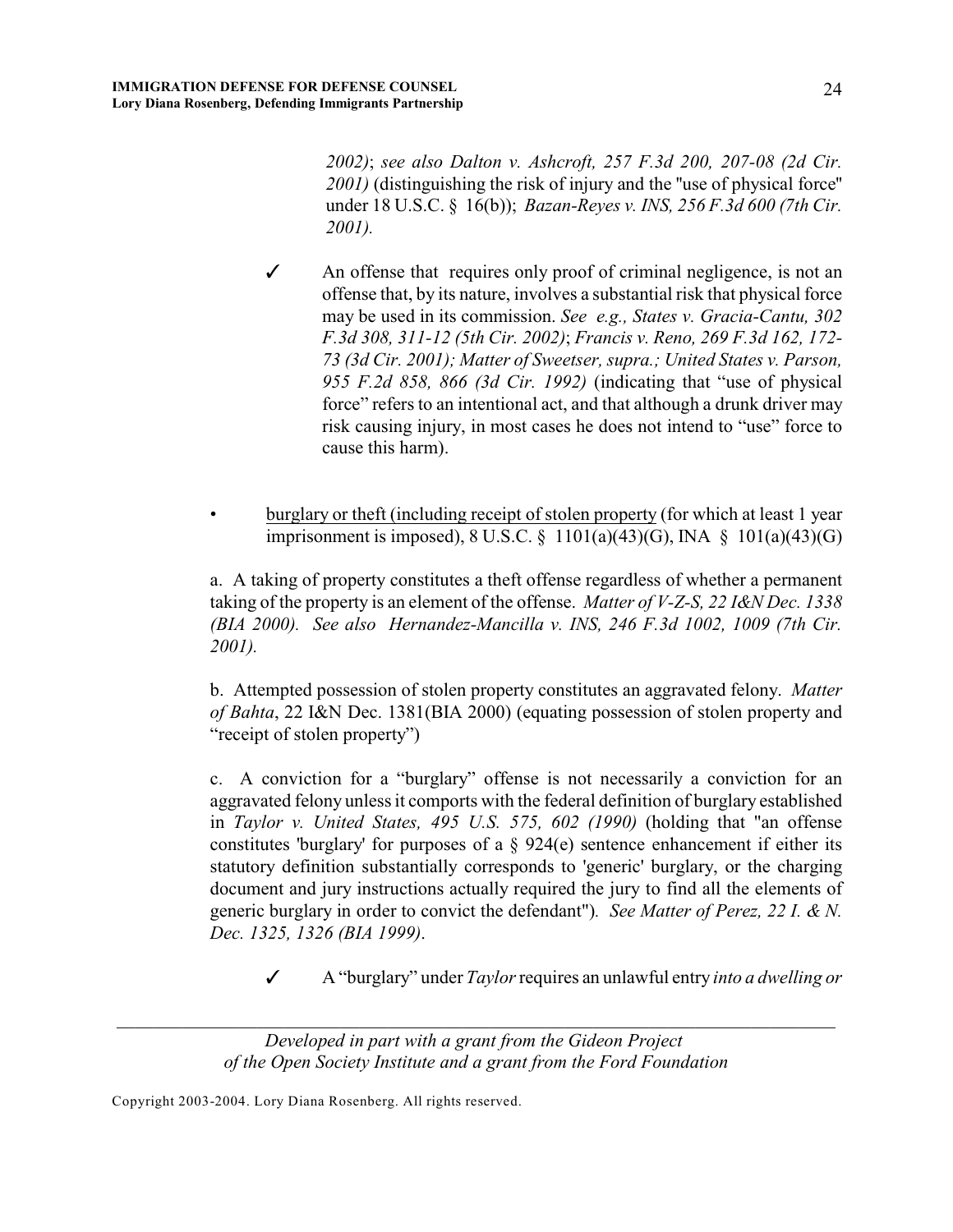*2002)*; *see also Dalton v. Ashcroft, 257 F.3d 200, 207-08 (2d Cir. 2001)* (distinguishing the risk of injury and the "use of physical force" under 18 U.S.C. § 16(b)); *Bazan-Reyes v. INS, 256 F.3d 600 (7th Cir. 2001).*

✓ An offense that requires only proof of criminal negligence, is not an offense that, by its nature, involves a substantial risk that physical force may be used in its commission. *See e.g., States v. Gracia-Cantu, 302 F.3d 308, 311-12 (5th Cir. 2002)*; *Francis v. Reno, 269 F.3d 162, 172-73 (3d Cir. 2001); Matter of Sweetser, supra.; United States v. Parson, 955 F.2d 858, 866 (3d Cir. 1992)* (indicating that "use of physical force" refers to an intentional act, and that although a drunk driver may risk causing injury, in most cases he does not intend to "use" force to cause this harm).

- <u>burglary or theft (including receipt of stolen property</u> (for which at least 1 year imprisonment is imposed), 8 U.S.C. § 1101(a)(43)(G), INA § 101(a)(43)(G)

a. A taking of property constitutes a theft offense regardless of whether a permanent taking of the property is an element of the offense. *Matter of V-Z-S, 22 I&N Dec. 1338 (BIA 2000). See also Hernandez-Mancilla v. INS, 246 F.3d 1002, 1009 (7th Cir. 2001).*

b. Attempted possession of stolen property constitutes an aggravated felony. *Matter of Bahta*, 22 I&N Dec. 1381(BIA 2000) (equating possession of stolen property and "receipt of stolen property")

c. A conviction for a "burglary" offense is not necessarily a conviction for an aggravated felony unless it comports with the federal definition of burglary established in *Taylor v. United States, 495 U.S. 575, 602 (1990)* (holding that "an offense constitutes 'burglary' for purposes of a § 924(e) sentence enhancement if either its statutory definition substantially corresponds to 'generic' burglary, or the charging document and jury instructions actually required the jury to find all the elements of generic burglary in order to convict the defendant"). *See Matter of Perez, 22 I. & N. Dec. 1325, 1326 (BIA 1999).*

✓ A "burglary" under *Taylor* requires an unlawful entry *into a dwelling or*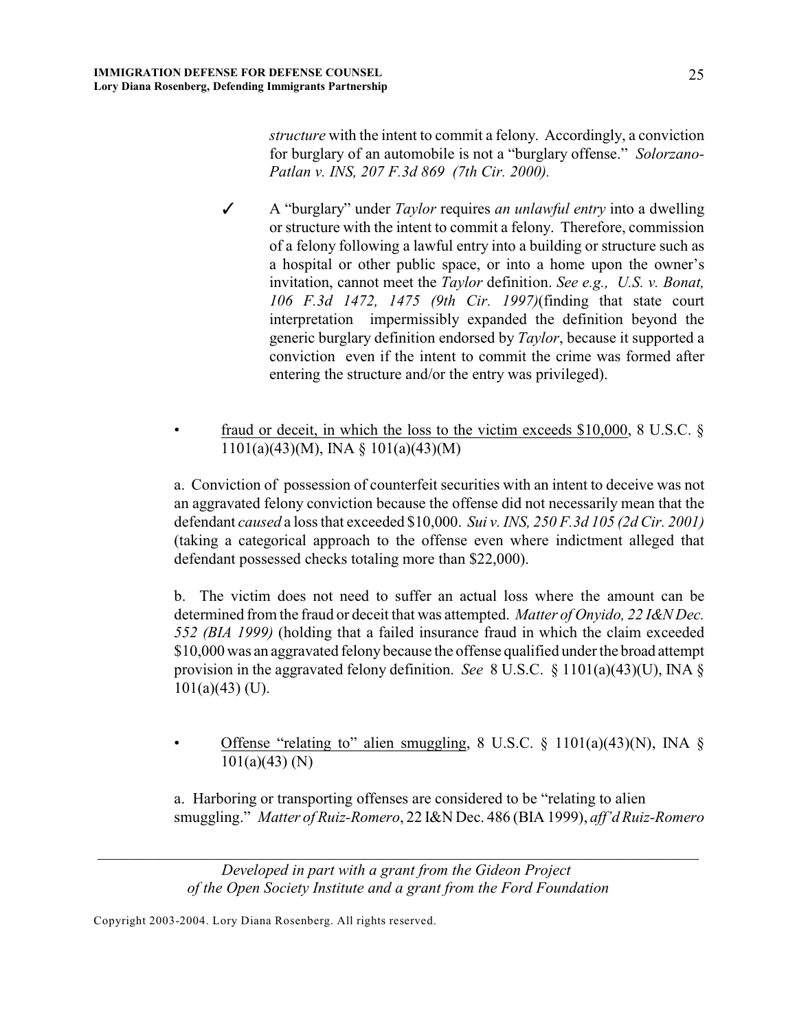*structure* with the intent to commit a felony. Accordingly, a conviction for burglary of an automobile is not a "burglary offense." *Solorzano-Patlan v. INS, 207 F.3d 869 (7th Cir. 2000).*

✓ A "burglary" under *Taylor* requires *an unlawful entry* into a dwelling or structure with the intent to commit a felony. Therefore, commission of a felony following a lawful entry into a building or structure such as a hospital or other public space, or into a home upon the owner's invitation, cannot meet the *Taylor* definition. *See e.g., U.S. v. Bonat, 106 F.3d 1472, 1475 (9th Cir. 1997)*(finding that state court interpretation impermissibly expanded the definition beyond the generic burglary definition endorsed by *Taylor*, because it supported a conviction even if the intent to commit the crime was formed after entering the structure and/or the entry was privileged).

- <u>fraud or deceit, in which the loss to the victim exceeds $10,000</u>, 8 U.S.C. § 1101(a)(43)(M), INA § 101(a)(43)(M)

a. Conviction of possession of counterfeit securities with an intent to deceive was not an aggravated felony conviction because the offense did not necessarily mean that the defendant *caused* a loss that exceeded $10,000. *Sui v. INS, 250 F.3d 105 (2d Cir. 2001)* (taking a categorical approach to the offense even where indictment alleged that defendant possessed checks totaling more than $22,000).

b. The victim does not need to suffer an actual loss where the amount can be determined from the fraud or deceit that was attempted. *Matter of Onyido, 22 I&N Dec. 552 (BIA 1999)* (holding that a failed insurance fraud in which the claim exceeded $10,000 was an aggravated felony because the offense qualified under the broad attempt provision in the aggravated felony definition. *See* 8 U.S.C. § 1101(a)(43)(U), INA § 101(a)(43) (U).

- <u>Offense "relating to" alien smuggling</u>, 8 U.S.C. § 1101(a)(43)(N), INA § 101(a)(43) (N)

a. Harboring or transporting offenses are considered to be "relating to alien smuggling." *Matter of Ruiz-Romero*, 22 I&N Dec. 486 (BIA 1999), *aff'd Ruiz-Romero*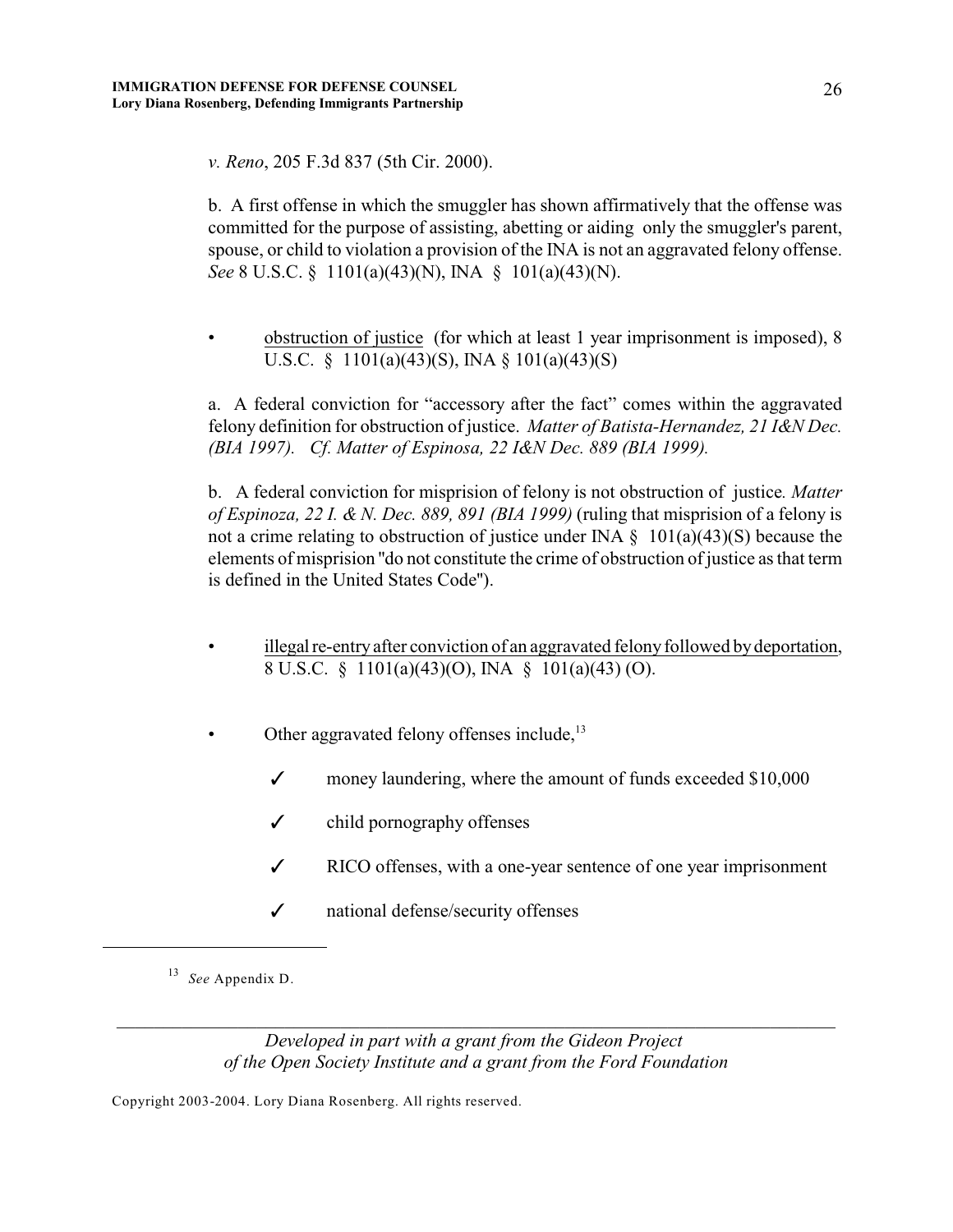*v. Reno*, 205 F.3d 837 (5th Cir. 2000).

b. A first offense in which the smuggler has shown affirmatively that the offense was committed for the purpose of assisting, abetting or aiding only the smuggler's parent, spouse, or child to violation a provision of the INA is not an aggravated felony offense. *See* 8 U.S.C. § 1101(a)(43)(N), INA § 101(a)(43)(N).

- <u>obstruction of justice</u> (for which at least 1 year imprisonment is imposed), 8 U.S.C. § 1101(a)(43)(S), INA § 101(a)(43)(S)

a. A federal conviction for "accessory after the fact" comes within the aggravated felony definition for obstruction of justice. *Matter of Batista-Hernandez, 21 I&N Dec. (BIA 1997). Cf. Matter of Espinosa, 22 I&N Dec. 889 (BIA 1999).*

b. A federal conviction for misprision of felony is not obstruction of justice. *Matter of Espinoza, 22 I. & N. Dec. 889, 891 (BIA 1999)* (ruling that misprision of a felony is not a crime relating to obstruction of justice under INA § 101(a)(43)(S) because the elements of misprision "do not constitute the crime of obstruction of justice as that term is defined in the United States Code").

- <u>illegal re-entry after conviction of an aggravated felony followed by deportation</u>, 8 U.S.C. § 1101(a)(43)(O), INA § 101(a)(43) (O).

- Other aggravated felony offenses include,[13]

  ✓ money laundering, where the amount of funds exceeded $10,000

  ✓ child pornography offenses

  ✓ RICO offenses, with a one-year sentence of one year imprisonment

  ✓ national defense/security offenses

---

[13] *See* Appendix D.

*Developed in part with a grant from the Gideon Project of the Open Society Institute and a grant from the Ford Foundation*

Copyright 2003-2004. Lory Diana Rosenberg. All rights reserved.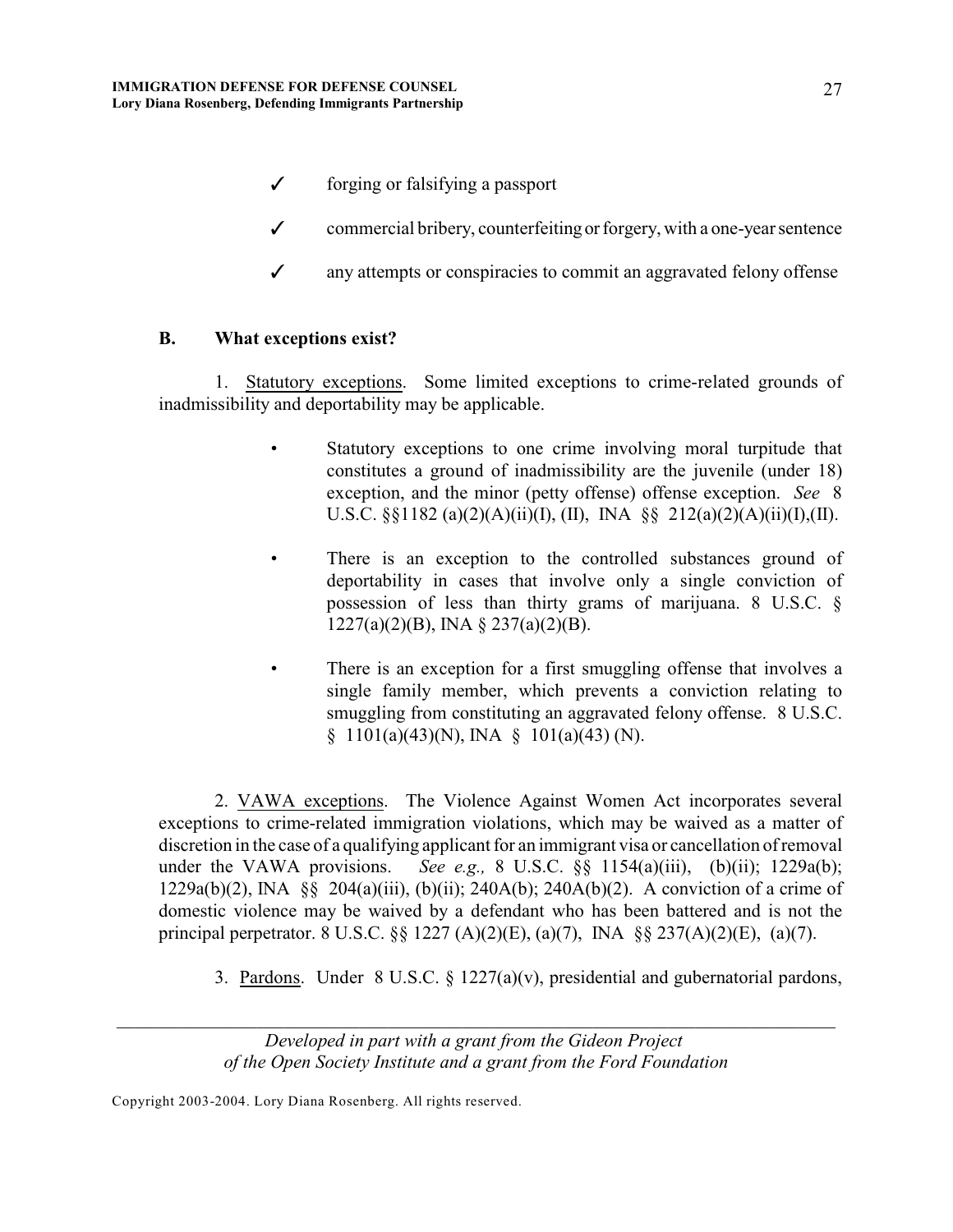- ✓ forging or falsifying a passport
- ✓ commercial bribery, counterfeiting or forgery, with a one-year sentence
- ✓ any attempts or conspiracies to commit an aggravated felony offense

## B. What exceptions exist?

1. Statutory exceptions. Some limited exceptions to crime-related grounds of inadmissibility and deportability may be applicable.

- Statutory exceptions to one crime involving moral turpitude that constitutes a ground of inadmissibility are the juvenile (under 18) exception, and the minor (petty offense) offense exception. *See* 8 U.S.C. §§1182 (a)(2)(A)(ii)(I), (II), INA §§ 212(a)(2)(A)(ii)(I),(II).

- There is an exception to the controlled substances ground of deportability in cases that involve only a single conviction of possession of less than thirty grams of marijuana. 8 U.S.C. § 1227(a)(2)(B), INA § 237(a)(2)(B).

- There is an exception for a first smuggling offense that involves a single family member, which prevents a conviction relating to smuggling from constituting an aggravated felony offense. 8 U.S.C. § 1101(a)(43)(N), INA § 101(a)(43) (N).

2. VAWA exceptions. The Violence Against Women Act incorporates several exceptions to crime-related immigration violations, which may be waived as a matter of discretion in the case of a qualifying applicant for an immigrant visa or cancellation of removal under the VAWA provisions. *See e.g.,* 8 U.S.C. §§ 1154(a)(iii), (b)(ii); 1229a(b); 1229a(b)(2), INA §§ 204(a)(iii), (b)(ii); 240A(b); 240A(b)(2). A conviction of a crime of domestic violence may be waived by a defendant who has been battered and is not the principal perpetrator. 8 U.S.C. §§ 1227 (A)(2)(E), (a)(7), INA §§ 237(A)(2)(E), (a)(7).

3. Pardons. Under 8 U.S.C. § 1227(a)(v), presidential and gubernatorial pardons,

*Developed in part with a grant from the Gideon Project of the Open Society Institute and a grant from the Ford Foundation*

Copyright 2003-2004. Lory Diana Rosenberg. All rights reserved.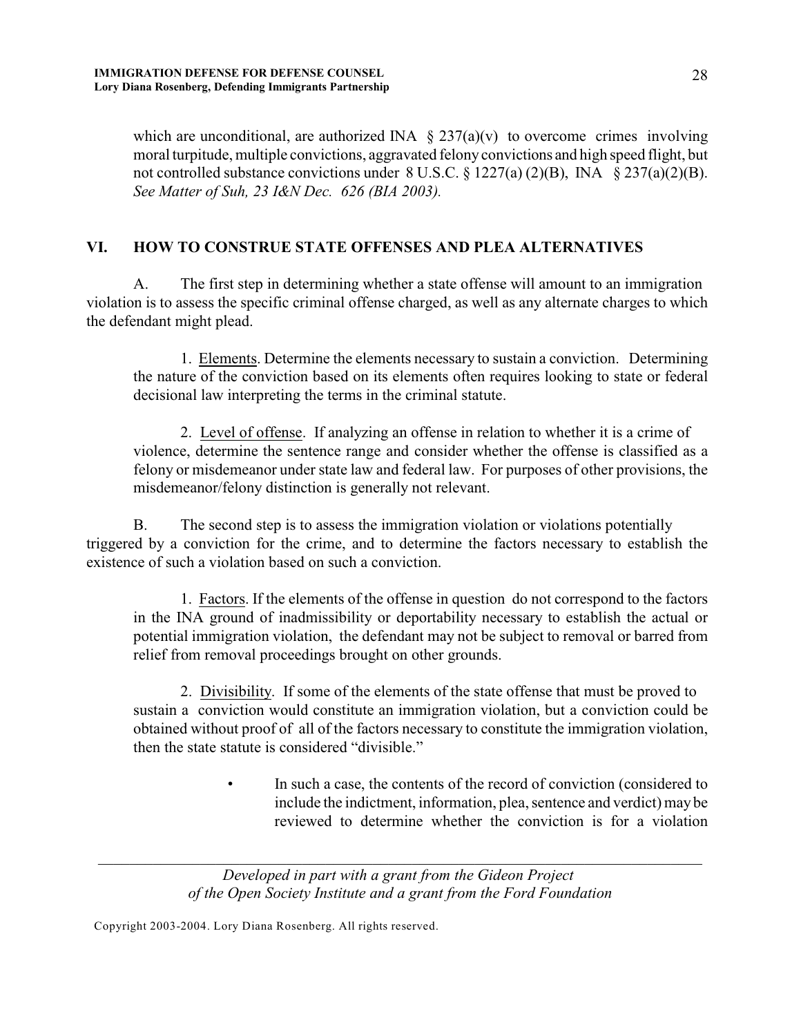which are unconditional, are authorized INA § 237(a)(v) to overcome crimes involving moral turpitude, multiple convictions, aggravated felony convictions and high speed flight, but not controlled substance convictions under 8 U.S.C. § 1227(a) (2)(B), INA § 237(a)(2)(B). *See Matter of Suh, 23 I&N Dec. 626 (BIA 2003).*

## VI. HOW TO CONSTRUE STATE OFFENSES AND PLEA ALTERNATIVES

A. The first step in determining whether a state offense will amount to an immigration violation is to assess the specific criminal offense charged, as well as any alternate charges to which the defendant might plead.

1. Elements. Determine the elements necessary to sustain a conviction. Determining the nature of the conviction based on its elements often requires looking to state or federal decisional law interpreting the terms in the criminal statute.

2. Level of offense. If analyzing an offense in relation to whether it is a crime of violence, determine the sentence range and consider whether the offense is classified as a felony or misdemeanor under state law and federal law. For purposes of other provisions, the misdemeanor/felony distinction is generally not relevant.

B. The second step is to assess the immigration violation or violations potentially triggered by a conviction for the crime, and to determine the factors necessary to establish the existence of such a violation based on such a conviction.

1. Factors. If the elements of the offense in question do not correspond to the factors in the INA ground of inadmissibility or deportability necessary to establish the actual or potential immigration violation, the defendant may not be subject to removal or barred from relief from removal proceedings brought on other grounds.

2. Divisibility. If some of the elements of the state offense that must be proved to sustain a conviction would constitute an immigration violation, but a conviction could be obtained without proof of all of the factors necessary to constitute the immigration violation, then the state statute is considered "divisible."

- In such a case, the contents of the record of conviction (considered to include the indictment, information, plea, sentence and verdict) may be reviewed to determine whether the conviction is for a violation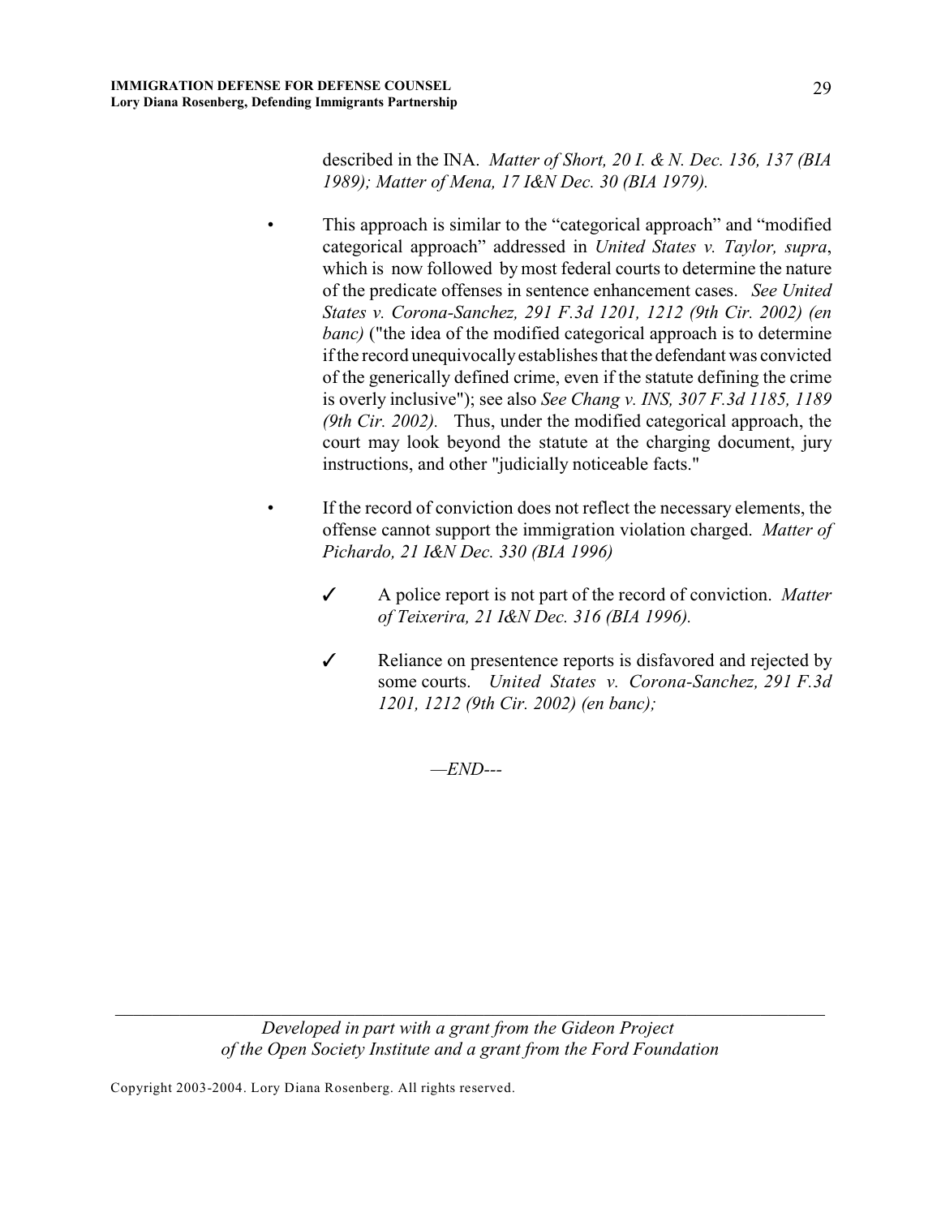described in the INA. *Matter of Short, 20 I. & N. Dec. 136, 137 (BIA 1989); Matter of Mena, 17 I&N Dec. 30 (BIA 1979).*

- This approach is similar to the "categorical approach" and "modified categorical approach" addressed in *United States v. Taylor, supra*, which is now followed by most federal courts to determine the nature of the predicate offenses in sentence enhancement cases. *See United States v. Corona-Sanchez, 291 F.3d 1201, 1212 (9th Cir. 2002) (en banc)* ("the idea of the modified categorical approach is to determine if the record unequivocally establishes that the defendant was convicted of the generically defined crime, even if the statute defining the crime is overly inclusive"); see also *See Chang v. INS, 307 F.3d 1185, 1189 (9th Cir. 2002).* Thus, under the modified categorical approach, the court may look beyond the statute at the charging document, jury instructions, and other "judicially noticeable facts."

- If the record of conviction does not reflect the necessary elements, the offense cannot support the immigration violation charged. *Matter of Pichardo, 21 I&N Dec. 330 (BIA 1996)*

  - ✓ A police report is not part of the record of conviction. *Matter of Teixerira, 21 I&N Dec. 316 (BIA 1996).*

  - ✓ Reliance on presentence reports is disfavored and rejected by some courts. *United States v. Corona-Sanchez, 291 F.3d 1201, 1212 (9th Cir. 2002) (en banc);*

*—END---*

*Developed in part with a grant from the Gideon Project of the Open Society Institute and a grant from the Ford Foundation*

Copyright 2003-2004. Lory Diana Rosenberg. All rights reserved.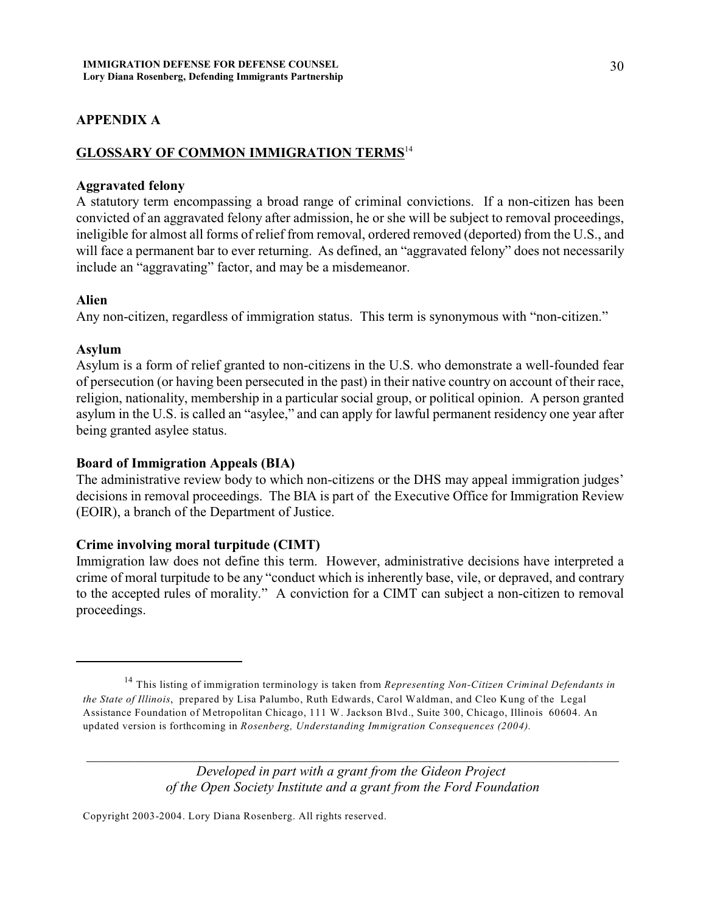## APPENDIX A

## GLOSSARY OF COMMON IMMIGRATION TERMS[14]

**Aggravated felony**
A statutory term encompassing a broad range of criminal convictions. If a non-citizen has been convicted of an aggravated felony after admission, he or she will be subject to removal proceedings, ineligible for almost all forms of relief from removal, ordered removed (deported) from the U.S., and will face a permanent bar to ever returning. As defined, an "aggravated felony" does not necessarily include an "aggravating" factor, and may be a misdemeanor.

**Alien**
Any non-citizen, regardless of immigration status. This term is synonymous with "non-citizen."

**Asylum**
Asylum is a form of relief granted to non-citizens in the U.S. who demonstrate a well-founded fear of persecution (or having been persecuted in the past) in their native country on account of their race, religion, nationality, membership in a particular social group, or political opinion. A person granted asylum in the U.S. is called an "asylee," and can apply for lawful permanent residency one year after being granted asylee status.

**Board of Immigration Appeals (BIA)**
The administrative review body to which non-citizens or the DHS may appeal immigration judges' decisions in removal proceedings. The BIA is part of the Executive Office for Immigration Review (EOIR), a branch of the Department of Justice.

**Crime involving moral turpitude (CIMT)**
Immigration law does not define this term. However, administrative decisions have interpreted a crime of moral turpitude to be any "conduct which is inherently base, vile, or depraved, and contrary to the accepted rules of morality." A conviction for a CIMT can subject a non-citizen to removal proceedings.

---

[14] This listing of immigration terminology is taken from *Representing Non-Citizen Criminal Defendants in the State of Illinois*, prepared by Lisa Palumbo, Ruth Edwards, Carol Waldman, and Cleo Kung of the Legal Assistance Foundation of Metropolitan Chicago, 111 W. Jackson Blvd., Suite 300, Chicago, Illinois 60604. An updated version is forthcoming in *Rosenberg, Understanding Immigration Consequences (2004).*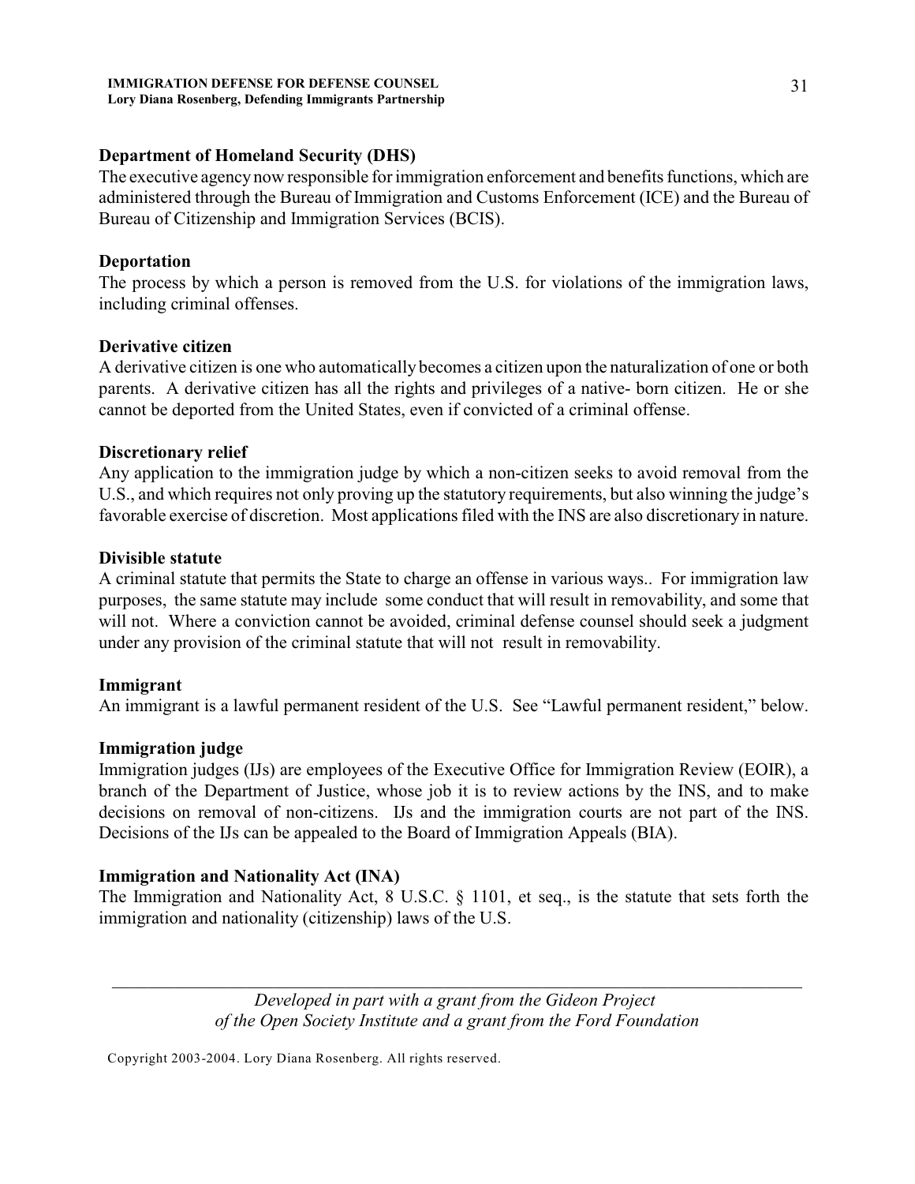**Department of Homeland Security (DHS)**
The executive agency now responsible for immigration enforcement and benefits functions, which are administered through the Bureau of Immigration and Customs Enforcement (ICE) and the Bureau of Bureau of Citizenship and Immigration Services (BCIS).

**Deportation**
The process by which a person is removed from the U.S. for violations of the immigration laws, including criminal offenses.

**Derivative citizen**
A derivative citizen is one who automatically becomes a citizen upon the naturalization of one or both parents. A derivative citizen has all the rights and privileges of a native- born citizen. He or she cannot be deported from the United States, even if convicted of a criminal offense.

**Discretionary relief**
Any application to the immigration judge by which a non-citizen seeks to avoid removal from the U.S., and which requires not only proving up the statutory requirements, but also winning the judge's favorable exercise of discretion. Most applications filed with the INS are also discretionary in nature.

**Divisible statute**
A criminal statute that permits the State to charge an offense in various ways.. For immigration law purposes, the same statute may include some conduct that will result in removability, and some that will not. Where a conviction cannot be avoided, criminal defense counsel should seek a judgment under any provision of the criminal statute that will not result in removability.

**Immigrant**
An immigrant is a lawful permanent resident of the U.S. See "Lawful permanent resident," below.

**Immigration judge**
Immigration judges (IJs) are employees of the Executive Office for Immigration Review (EOIR), a branch of the Department of Justice, whose job it is to review actions by the INS, and to make decisions on removal of non-citizens. IJs and the immigration courts are not part of the INS. Decisions of the IJs can be appealed to the Board of Immigration Appeals (BIA).

**Immigration and Nationality Act (INA)**
The Immigration and Nationality Act, 8 U.S.C. § 1101, et seq., is the statute that sets forth the immigration and nationality (citizenship) laws of the U.S.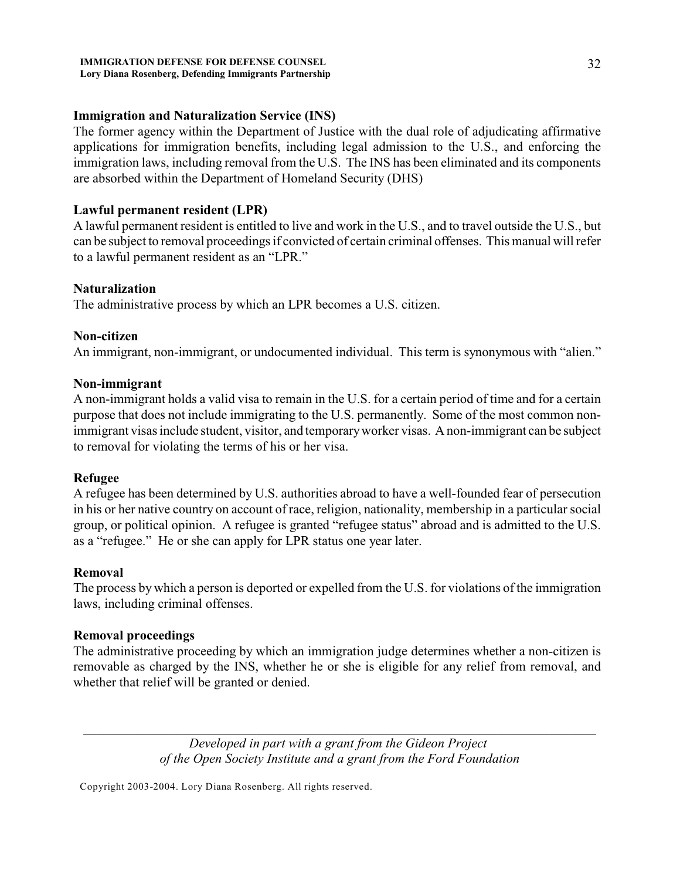**Immigration and Naturalization Service (INS)**

The former agency within the Department of Justice with the dual role of adjudicating affirmative applications for immigration benefits, including legal admission to the U.S., and enforcing the immigration laws, including removal from the U.S. The INS has been eliminated and its components are absorbed within the Department of Homeland Security (DHS)

**Lawful permanent resident (LPR)**

A lawful permanent resident is entitled to live and work in the U.S., and to travel outside the U.S., but can be subject to removal proceedings if convicted of certain criminal offenses. This manual will refer to a lawful permanent resident as an "LPR."

**Naturalization**

The administrative process by which an LPR becomes a U.S. citizen.

**Non-citizen**

An immigrant, non-immigrant, or undocumented individual. This term is synonymous with "alien."

**Non-immigrant**

A non-immigrant holds a valid visa to remain in the U.S. for a certain period of time and for a certain purpose that does not include immigrating to the U.S. permanently. Some of the most common non-immigrant visas include student, visitor, and temporary worker visas. A non-immigrant can be subject to removal for violating the terms of his or her visa.

**Refugee**

A refugee has been determined by U.S. authorities abroad to have a well-founded fear of persecution in his or her native country on account of race, religion, nationality, membership in a particular social group, or political opinion. A refugee is granted "refugee status" abroad and is admitted to the U.S. as a "refugee." He or she can apply for LPR status one year later.

**Removal**

The process by which a person is deported or expelled from the U.S. for violations of the immigration laws, including criminal offenses.

**Removal proceedings**

The administrative proceeding by which an immigration judge determines whether a non-citizen is removable as charged by the INS, whether he or she is eligible for any relief from removal, and whether that relief will be granted or denied.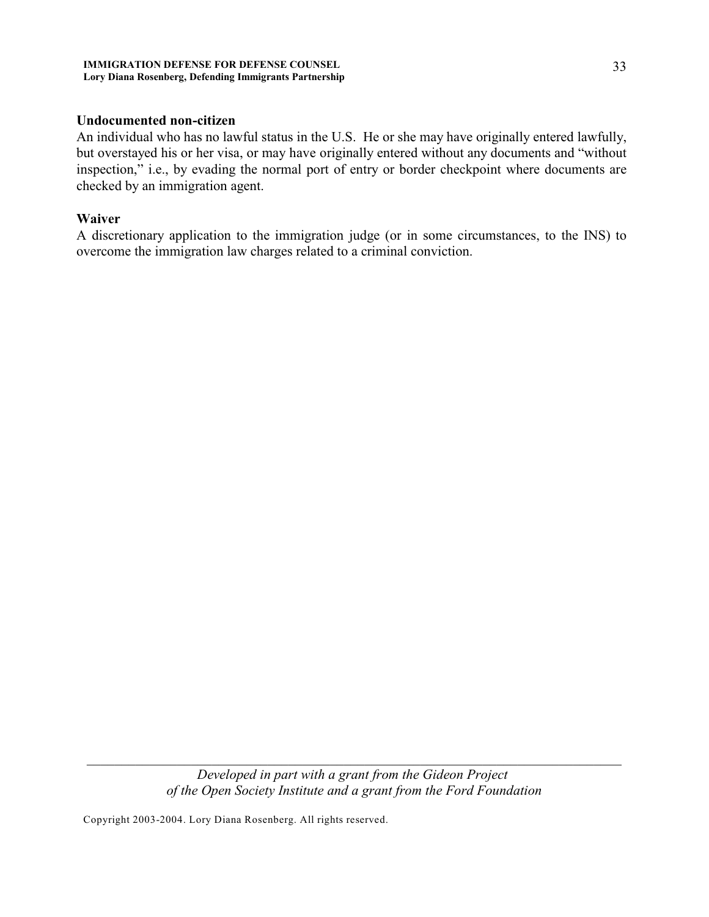**Undocumented non-citizen**

An individual who has no lawful status in the U.S. He or she may have originally entered lawfully, but overstayed his or her visa, or may have originally entered without any documents and "without inspection," i.e., by evading the normal port of entry or border checkpoint where documents are checked by an immigration agent.

**Waiver**

A discretionary application to the immigration judge (or in some circumstances, to the INS) to overcome the immigration law charges related to a criminal conviction.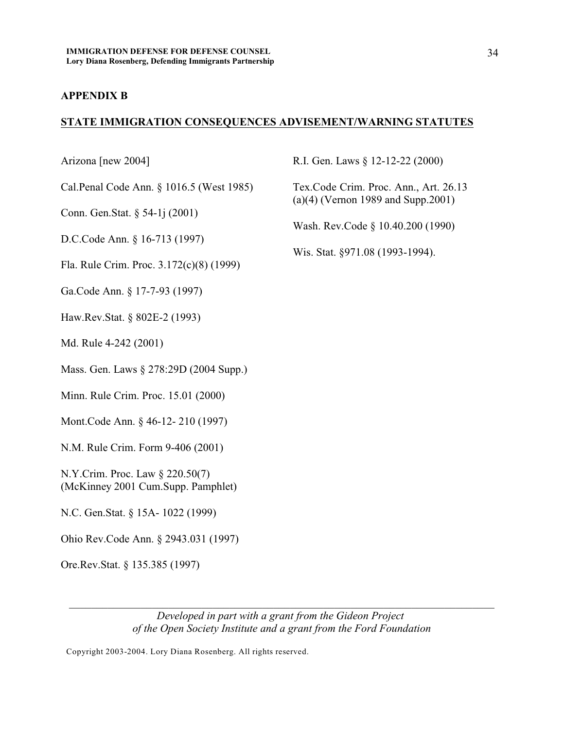## APPENDIX B

## STATE IMMIGRATION CONSEQUENCES ADVISEMENT/WARNING STATUTES

Arizona [new 2004]

Cal.Penal Code Ann. § 1016.5 (West 1985)

Conn. Gen.Stat. § 54-1j (2001)

D.C.Code Ann. § 16-713 (1997)

Fla. Rule Crim. Proc. 3.172(c)(8) (1999)

Ga.Code Ann. § 17-7-93 (1997)

Haw.Rev.Stat. § 802E-2 (1993)

Md. Rule 4-242 (2001)

Mass. Gen. Laws § 278:29D (2004 Supp.)

Minn. Rule Crim. Proc. 15.01 (2000)

Mont.Code Ann. § 46-12- 210 (1997)

N.M. Rule Crim. Form 9-406 (2001)

N.Y.Crim. Proc. Law § 220.50(7) (McKinney 2001 Cum.Supp. Pamphlet)

N.C. Gen.Stat. § 15A- 1022 (1999)

Ohio Rev.Code Ann. § 2943.031 (1997)

Ore.Rev.Stat. § 135.385 (1997)

R.I. Gen. Laws § 12-12-22 (2000)

Tex.Code Crim. Proc. Ann., Art. 26.13 (a)(4) (Vernon 1989 and Supp.2001)

Wash. Rev.Code § 10.40.200 (1990)

Wis. Stat. §971.08 (1993-1994).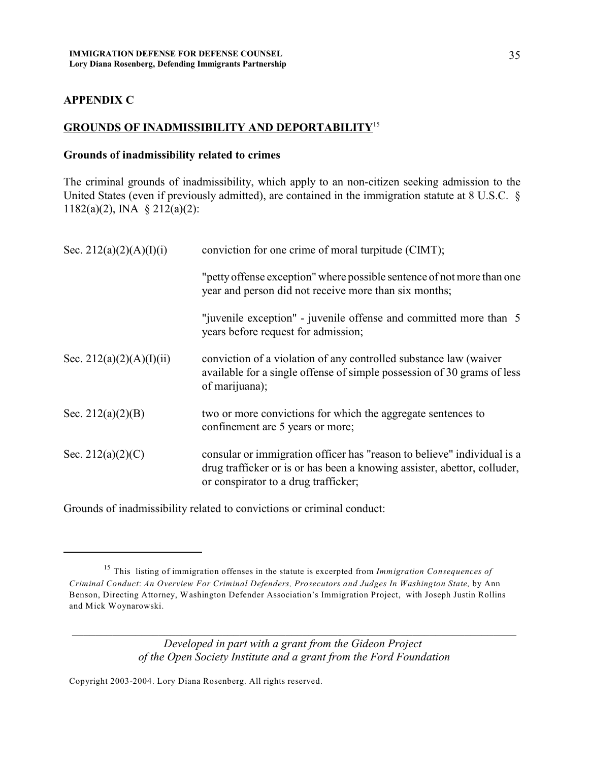## APPENDIX C

## GROUNDS OF INADMISSIBILITY AND DEPORTABILITY[15]

### Grounds of inadmissibility related to crimes

The criminal grounds of inadmissibility, which apply to an non-citizen seeking admission to the United States (even if previously admitted), are contained in the immigration statute at 8 U.S.C. § 1182(a)(2), INA § 212(a)(2):

| | |
|---|---|
| Sec. 212(a)(2)(A)(I)(i) | conviction for one crime of moral turpitude (CIMT); |
| | "petty offense exception" where possible sentence of not more than one year and person did not receive more than six months; |
| | "juvenile exception" - juvenile offense and committed more than 5 years before request for admission; |
| Sec. 212(a)(2)(A)(I)(ii) | conviction of a violation of any controlled substance law (waiver available for a single offense of simple possession of 30 grams of less of marijuana); |
| Sec. 212(a)(2)(B) | two or more convictions for which the aggregate sentences to confinement are 5 years or more; |
| Sec. 212(a)(2)(C) | consular or immigration officer has "reason to believe" individual is a drug trafficker or is or has been a knowing assister, abettor, colluder, or conspirator to a drug trafficker; |

Grounds of inadmissibility related to convictions or criminal conduct:

[15] This listing of immigration offenses in the statute is excerpted from *Immigration Consequences of Criminal Conduct*: *An Overview For Criminal Defenders, Prosecutors and Judges In Washington State,* by Ann Benson, Directing Attorney, Washington Defender Association's Immigration Project, with Joseph Justin Rollins and Mick Woynarowski.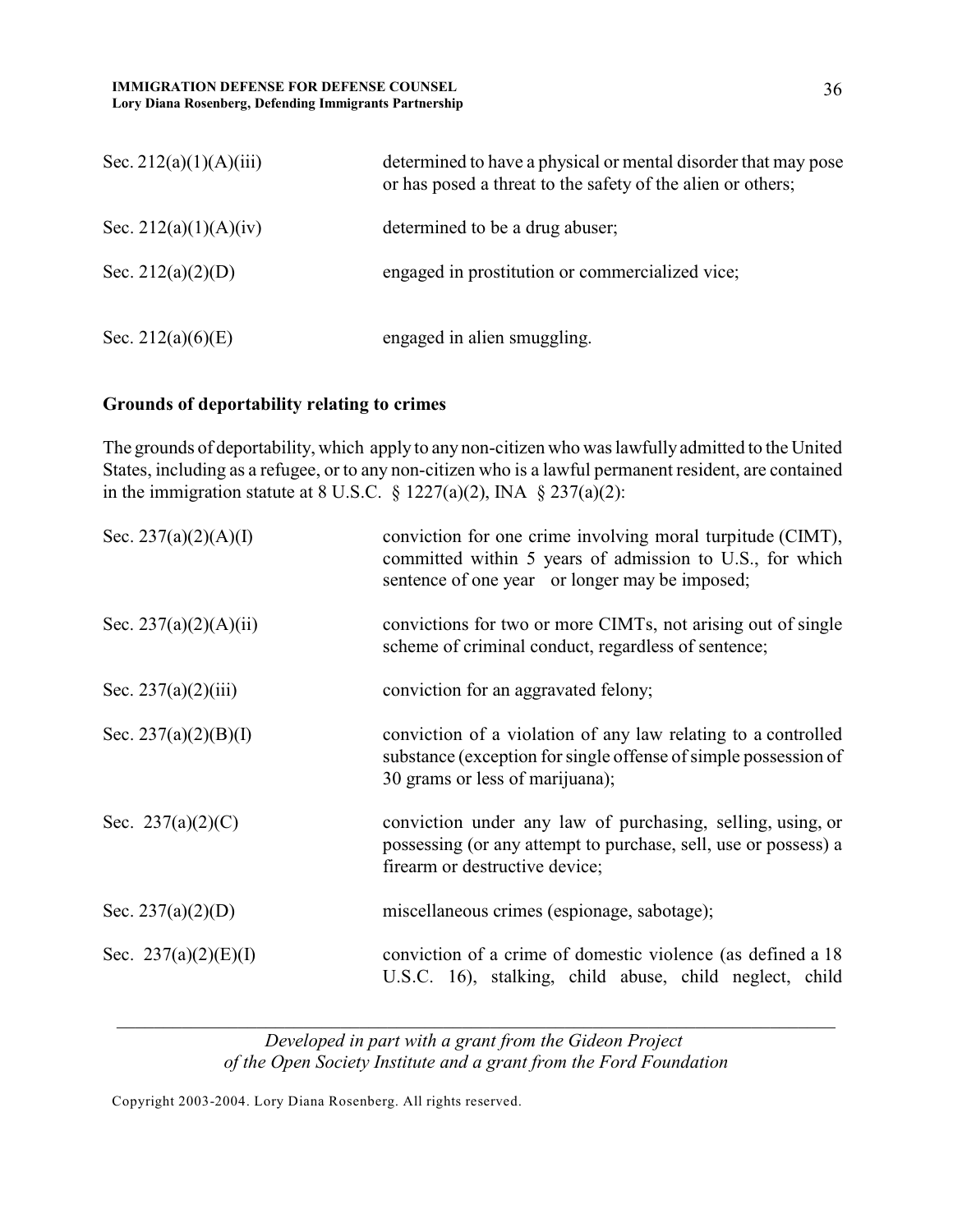| | |
|---|---|
| Sec. 212(a)(1)(A)(iii) | determined to have a physical or mental disorder that may pose or has posed a threat to the safety of the alien or others; |
| Sec. 212(a)(1)(A)(iv) | determined to be a drug abuser; |
| Sec. 212(a)(2)(D) | engaged in prostitution or commercialized vice; |
| Sec. 212(a)(6)(E) | engaged in alien smuggling. |

**Grounds of deportability relating to crimes**

The grounds of deportability, which apply to any non-citizen who was lawfully admitted to the United States, including as a refugee, or to any non-citizen who is a lawful permanent resident, are contained in the immigration statute at 8 U.S.C. § 1227(a)(2), INA § 237(a)(2):

| | |
|---|---|
| Sec. 237(a)(2)(A)(I) | conviction for one crime involving moral turpitude (CIMT), committed within 5 years of admission to U.S., for which sentence of one year or longer may be imposed; |
| Sec. 237(a)(2)(A)(ii) | convictions for two or more CIMTs, not arising out of single scheme of criminal conduct, regardless of sentence; |
| Sec. 237(a)(2)(iii) | conviction for an aggravated felony; |
| Sec. 237(a)(2)(B)(I) | conviction of a violation of any law relating to a controlled substance (exception for single offense of simple possession of 30 grams or less of marijuana); |
| Sec. 237(a)(2)(C) | conviction under any law of purchasing, selling, using, or possessing (or any attempt to purchase, sell, use or possess) a firearm or destructive device; |
| Sec. 237(a)(2)(D) | miscellaneous crimes (espionage, sabotage); |
| Sec. 237(a)(2)(E)(I) | conviction of a crime of domestic violence (as defined a 18 U.S.C. 16), stalking, child abuse, child neglect, child |

*Developed in part with a grant from the Gideon Project of the Open Society Institute and a grant from the Ford Foundation*

Copyright 2003-2004. Lory Diana Rosenberg. All rights reserved.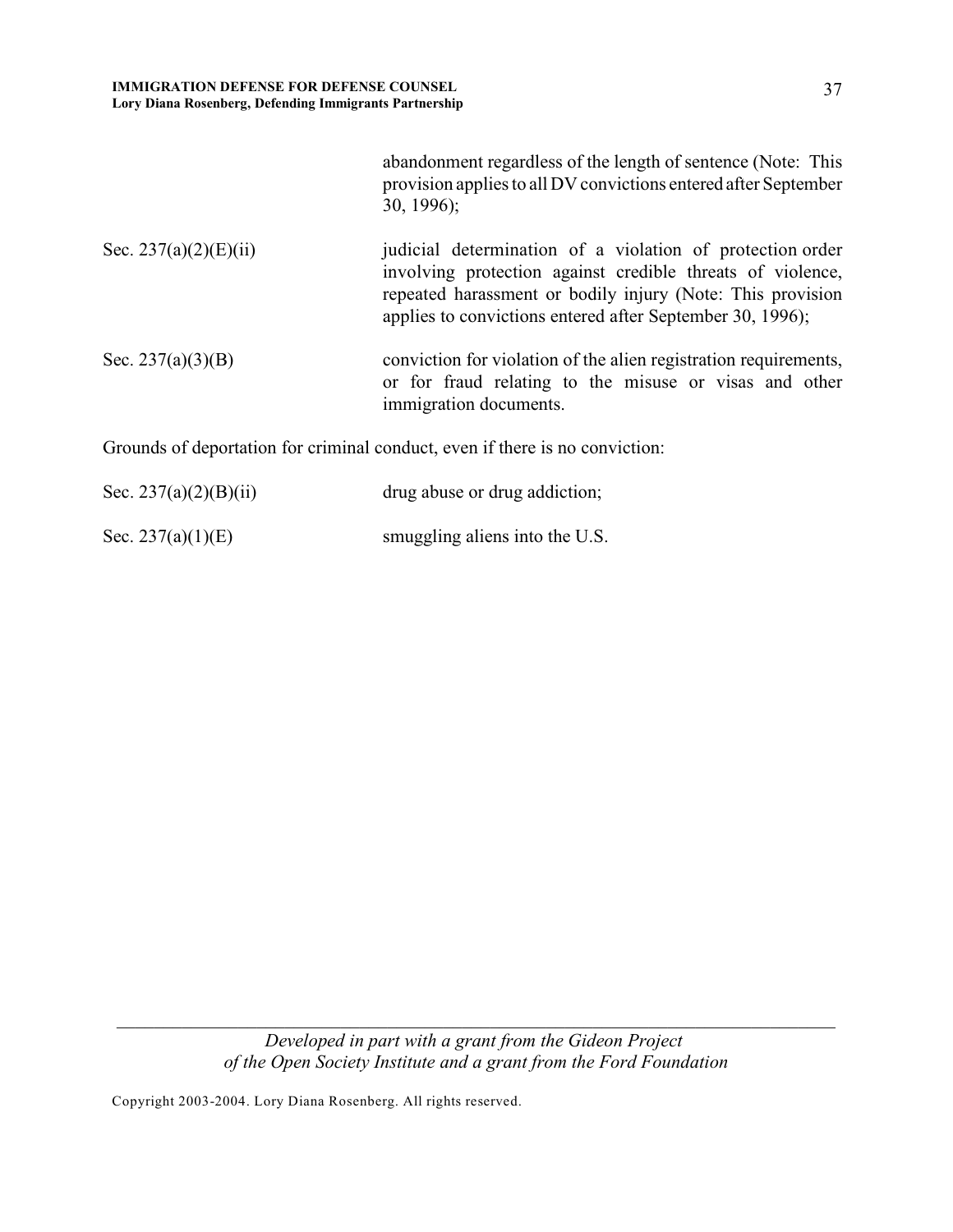| | |
|---|---|
| | abandonment regardless of the length of sentence (Note: This provision applies to all DV convictions entered after September 30, 1996); |
| Sec. 237(a)(2)(E)(ii) | judicial determination of a violation of protection order involving protection against credible threats of violence, repeated harassment or bodily injury (Note: This provision applies to convictions entered after September 30, 1996); |
| Sec. 237(a)(3)(B) | conviction for violation of the alien registration requirements, or for fraud relating to the misuse or visas and other immigration documents. |

Grounds of deportation for criminal conduct, even if there is no conviction:

| | |
|---|---|
| Sec. 237(a)(2)(B)(ii) | drug abuse or drug addiction; |
| Sec. 237(a)(1)(E) | smuggling aliens into the U.S. |

*Developed in part with a grant from the Gideon Project of the Open Society Institute and a grant from the Ford Foundation*

Copyright 2003-2004. Lory Diana Rosenberg. All rights reserved.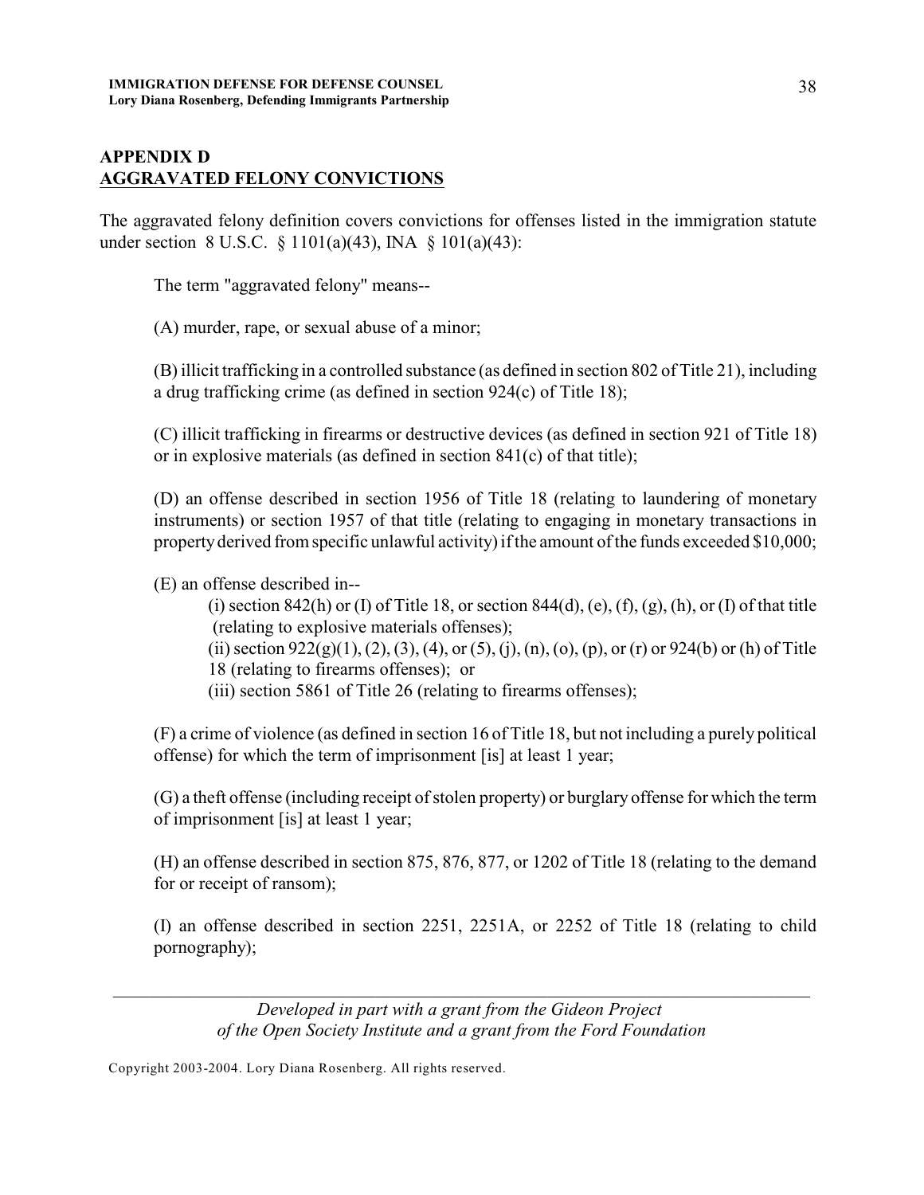## APPENDIX D
## AGGRAVATED FELONY CONVICTIONS

The aggravated felony definition covers convictions for offenses listed in the immigration statute under section 8 U.S.C. § 1101(a)(43), INA § 101(a)(43):

> The term "aggravated felony" means--
>
> (A) murder, rape, or sexual abuse of a minor;
>
> (B) illicit trafficking in a controlled substance (as defined in section 802 of Title 21), including a drug trafficking crime (as defined in section 924(c) of Title 18);
>
> (C) illicit trafficking in firearms or destructive devices (as defined in section 921 of Title 18) or in explosive materials (as defined in section 841(c) of that title);
>
> (D) an offense described in section 1956 of Title 18 (relating to laundering of monetary instruments) or section 1957 of that title (relating to engaging in monetary transactions in property derived from specific unlawful activity) if the amount of the funds exceeded $10,000;
>
> (E) an offense described in--
>
> (i) section 842(h) or (I) of Title 18, or section 844(d), (e), (f), (g), (h), or (I) of that title (relating to explosive materials offenses);
>
> (ii) section 922(g)(1), (2), (3), (4), or (5), (j), (n), (o), (p), or (r) or 924(b) or (h) of Title 18 (relating to firearms offenses); or
>
> (iii) section 5861 of Title 26 (relating to firearms offenses);
>
> (F) a crime of violence (as defined in section 16 of Title 18, but not including a purely political offense) for which the term of imprisonment [is] at least 1 year;
>
> (G) a theft offense (including receipt of stolen property) or burglary offense for which the term of imprisonment [is] at least 1 year;
>
> (H) an offense described in section 875, 876, 877, or 1202 of Title 18 (relating to the demand for or receipt of ransom);
>
> (I) an offense described in section 2251, 2251A, or 2252 of Title 18 (relating to child pornography);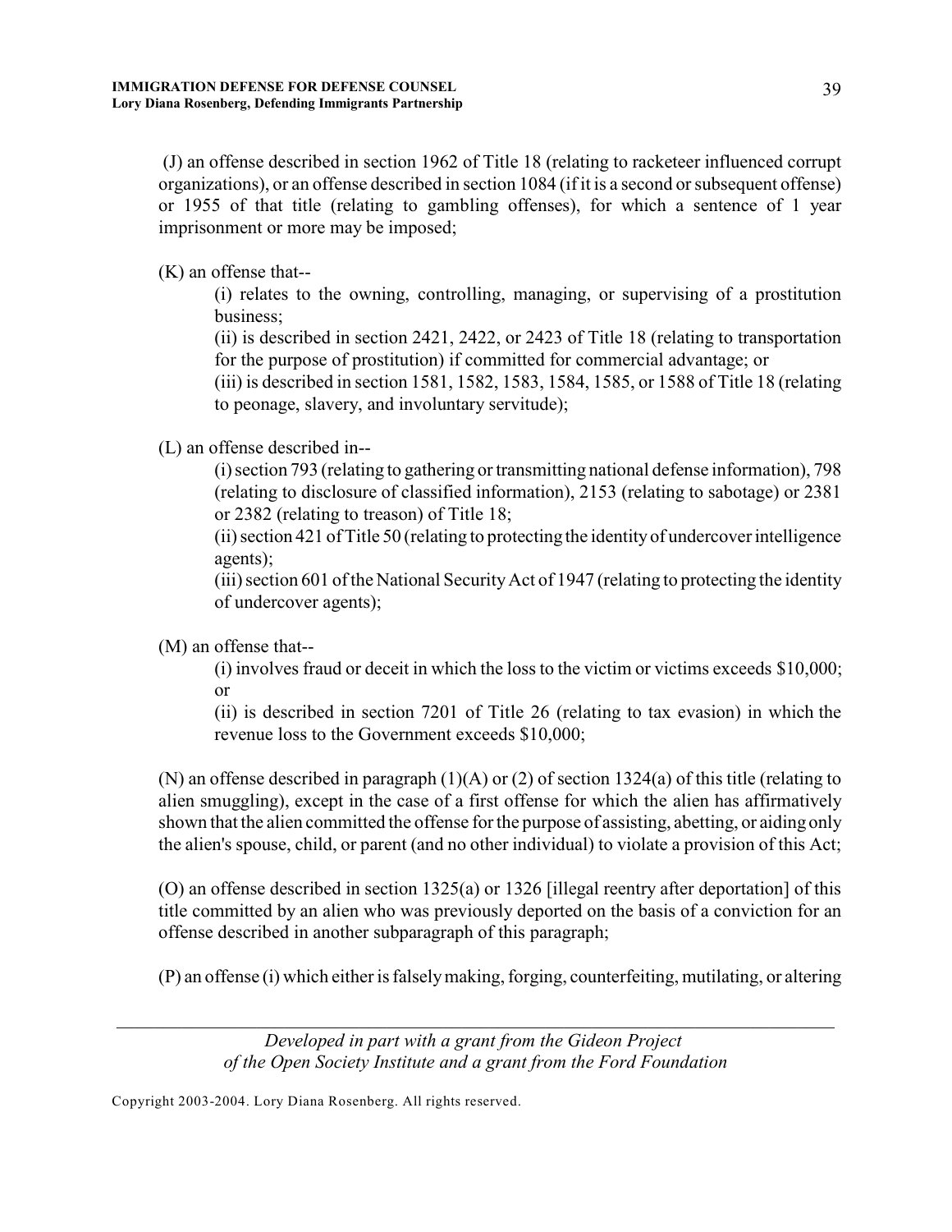(J) an offense described in section 1962 of Title 18 (relating to racketeer influenced corrupt organizations), or an offense described in section 1084 (if it is a second or subsequent offense) or 1955 of that title (relating to gambling offenses), for which a sentence of 1 year imprisonment or more may be imposed;

(K) an offense that--

(i) relates to the owning, controlling, managing, or supervising of a prostitution business;

(ii) is described in section 2421, 2422, or 2423 of Title 18 (relating to transportation for the purpose of prostitution) if committed for commercial advantage; or

(iii) is described in section 1581, 1582, 1583, 1584, 1585, or 1588 of Title 18 (relating to peonage, slavery, and involuntary servitude);

(L) an offense described in--

(i) section 793 (relating to gathering or transmitting national defense information), 798 (relating to disclosure of classified information), 2153 (relating to sabotage) or 2381 or 2382 (relating to treason) of Title 18;

(ii) section 421 of Title 50 (relating to protecting the identity of undercover intelligence agents);

(iii) section 601 of the National Security Act of 1947 (relating to protecting the identity of undercover agents);

(M) an offense that--

(i) involves fraud or deceit in which the loss to the victim or victims exceeds $10,000; or

(ii) is described in section 7201 of Title 26 (relating to tax evasion) in which the revenue loss to the Government exceeds $10,000;

(N) an offense described in paragraph (1)(A) or (2) of section 1324(a) of this title (relating to alien smuggling), except in the case of a first offense for which the alien has affirmatively shown that the alien committed the offense for the purpose of assisting, abetting, or aiding only the alien's spouse, child, or parent (and no other individual) to violate a provision of this Act;

(O) an offense described in section 1325(a) or 1326 [illegal reentry after deportation] of this title committed by an alien who was previously deported on the basis of a conviction for an offense described in another subparagraph of this paragraph;

(P) an offense (i) which either is falsely making, forging, counterfeiting, mutilating, or altering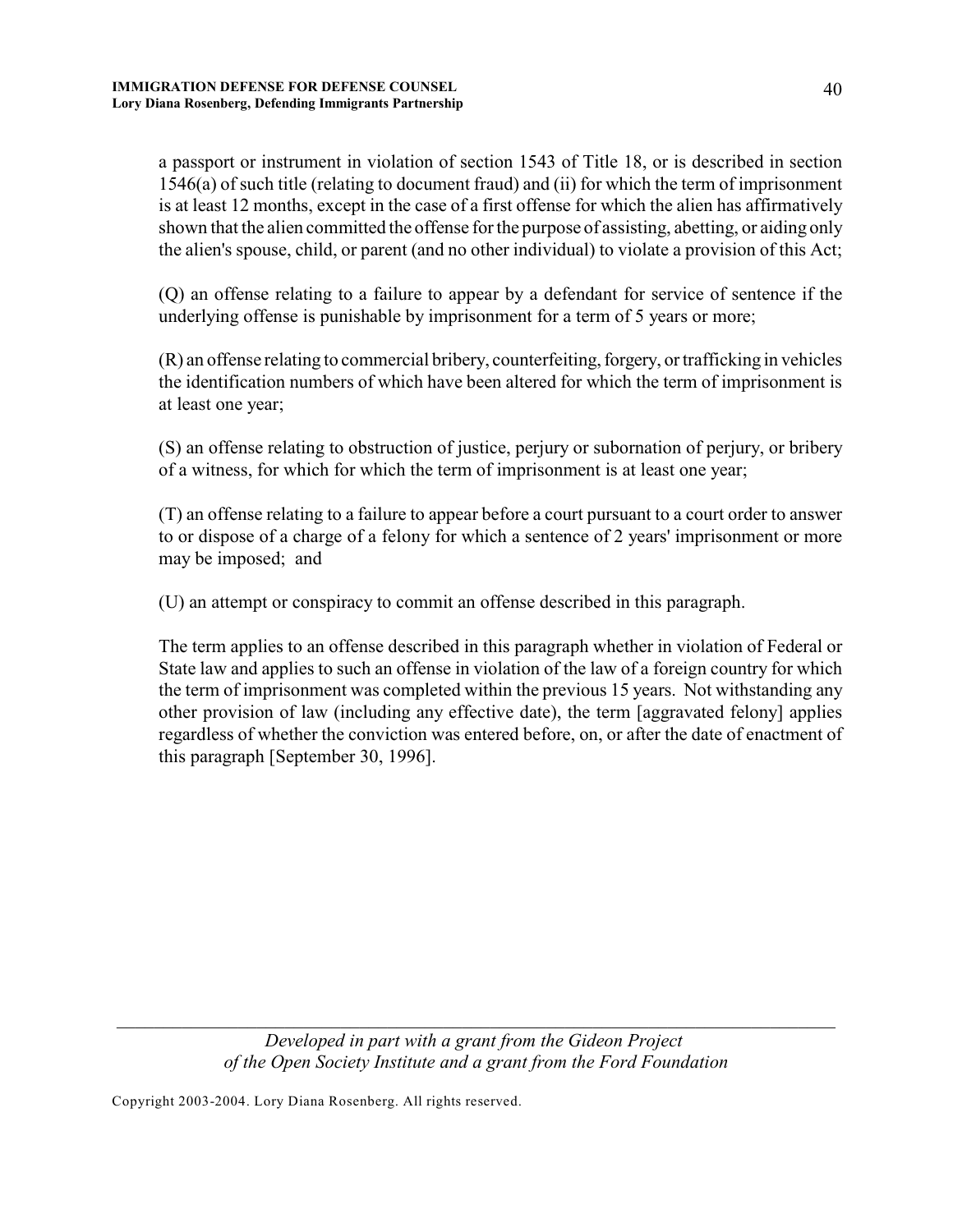a passport or instrument in violation of section 1543 of Title 18, or is described in section 1546(a) of such title (relating to document fraud) and (ii) for which the term of imprisonment is at least 12 months, except in the case of a first offense for which the alien has affirmatively shown that the alien committed the offense for the purpose of assisting, abetting, or aiding only the alien's spouse, child, or parent (and no other individual) to violate a provision of this Act;

(Q) an offense relating to a failure to appear by a defendant for service of sentence if the underlying offense is punishable by imprisonment for a term of 5 years or more;

(R) an offense relating to commercial bribery, counterfeiting, forgery, or trafficking in vehicles the identification numbers of which have been altered for which the term of imprisonment is at least one year;

(S) an offense relating to obstruction of justice, perjury or subornation of perjury, or bribery of a witness, for which for which the term of imprisonment is at least one year;

(T) an offense relating to a failure to appear before a court pursuant to a court order to answer to or dispose of a charge of a felony for which a sentence of 2 years' imprisonment or more may be imposed; and

(U) an attempt or conspiracy to commit an offense described in this paragraph.

The term applies to an offense described in this paragraph whether in violation of Federal or State law and applies to such an offense in violation of the law of a foreign country for which the term of imprisonment was completed within the previous 15 years. Not withstanding any other provision of law (including any effective date), the term [aggravated felony] applies regardless of whether the conviction was entered before, on, or after the date of enactment of this paragraph [September 30, 1996].

*Developed in part with a grant from the Gideon Project of the Open Society Institute and a grant from the Ford Foundation*

Copyright 2003-2004. Lory Diana Rosenberg. All rights reserved.